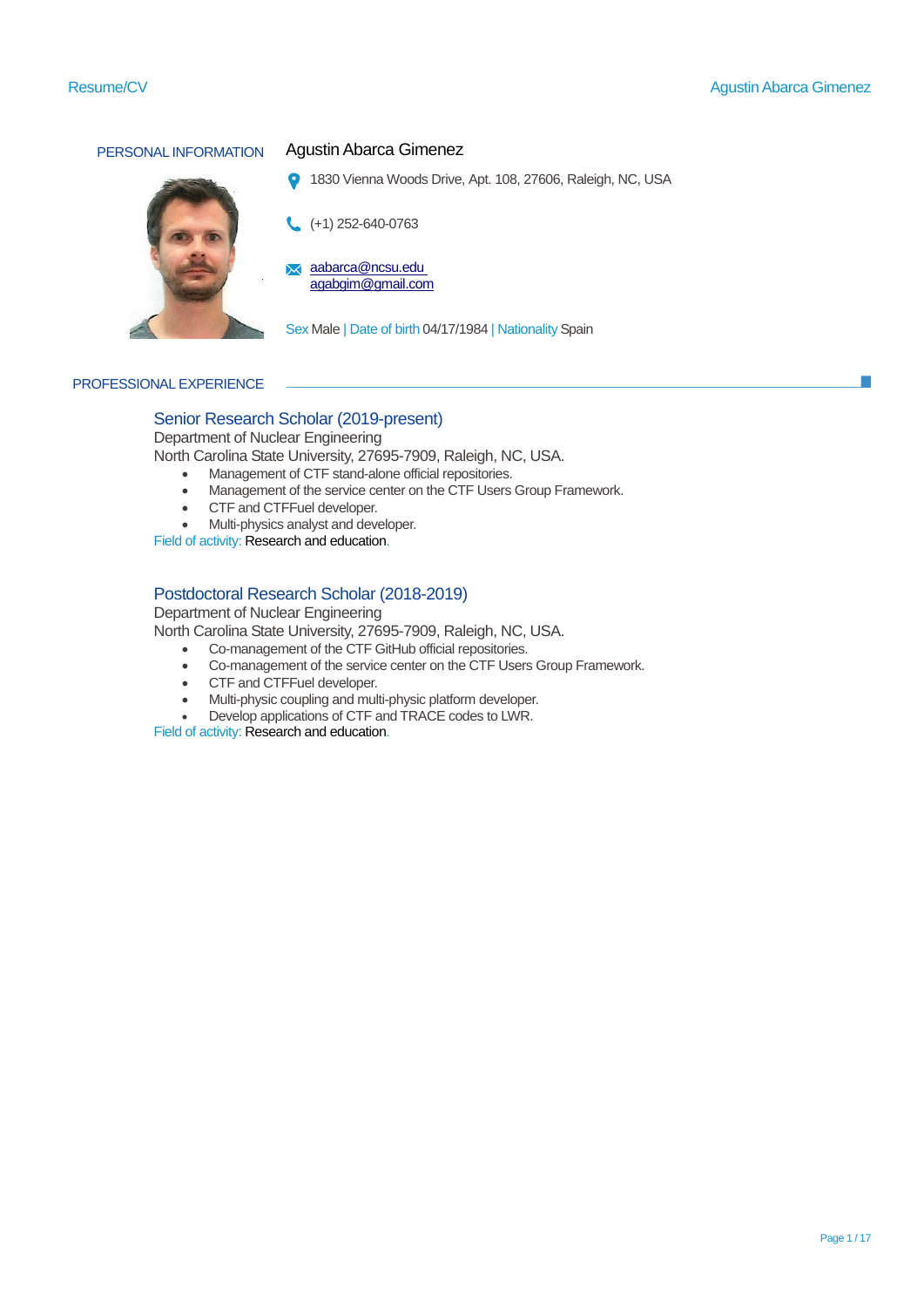## PERSONAL INFORMATION

**Agustin Abarca Gimenez**

1830 Vienna Woods Drive, Apt. 108, 27606, Raleigh, NC, USA

(+1) 252-640-0763

aabarca@ncsu.edu
agabgim@gmail.com

Sex Male | Date of birth 04/17/1984 | Nationality Spain

## PROFESSIONAL EXPERIENCE

### Senior Research Scholar (2019-present)

Department of Nuclear Engineering
North Carolina State University, 27695-7909, Raleigh, NC, USA.

- Management of CTF stand-alone official repositories.
- Management of the service center on the CTF Users Group Framework.
- CTF and CTFFuel developer.
- Multi-physics analyst and developer.

Field of activity: Research and education.

### Postdoctoral Research Scholar (2018-2019)

Department of Nuclear Engineering
North Carolina State University, 27695-7909, Raleigh, NC, USA.

- Co-management of the CTF GitHub official repositories.
- Co-management of the service center on the CTF Users Group Framework.
- CTF and CTFFuel developer.
- Multi-physic coupling and multi-physic platform developer.
- Develop applications of CTF and TRACE codes to LWR.

Field of activity: Research and education.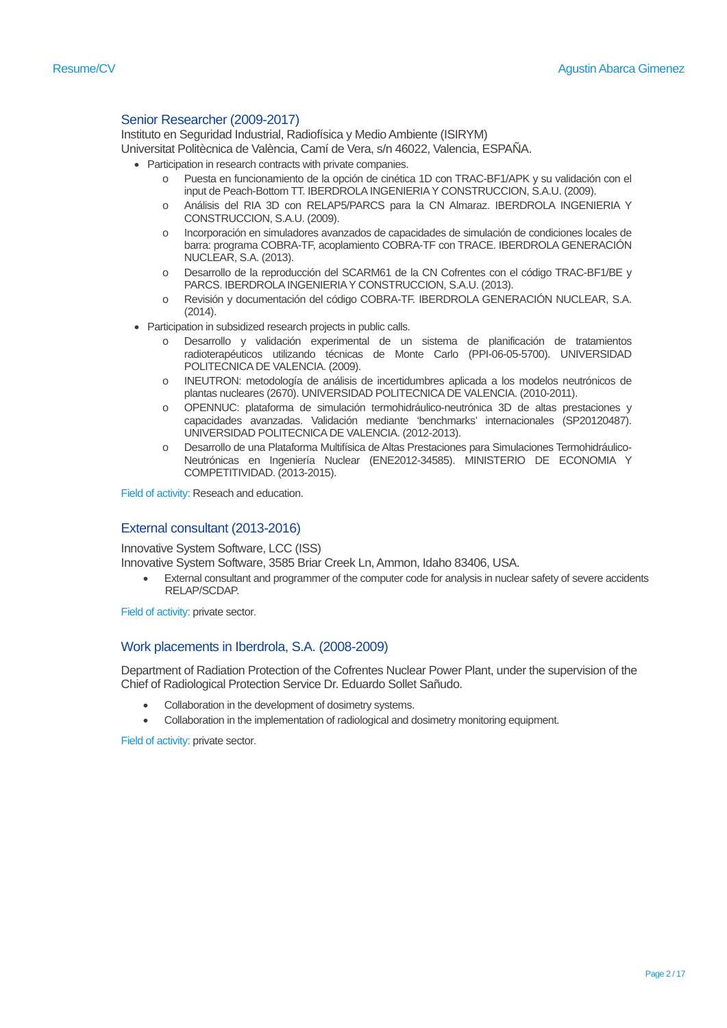### Senior Researcher (2009-2017)

Instituto en Seguridad Industrial, Radiofísica y Medio Ambiente (ISIRYM)
Universitat Politècnica de València, Camí de Vera, s/n 46022, Valencia, ESPAÑA.

- Participation in research contracts with private companies.
    - Puesta en funcionamiento de la opción de cinética 1D con TRAC-BF1/APK y su validación con el input de Peach-Bottom TT. IBERDROLA INGENIERIA Y CONSTRUCCION, S.A.U. (2009).
    - Análisis del RIA 3D con RELAP5/PARCS para la CN Almaraz. IBERDROLA INGENIERIA Y CONSTRUCCION, S.A.U. (2009).
    - Incorporación en simuladores avanzados de capacidades de simulación de condiciones locales de barra: programa COBRA-TF, acoplamiento COBRA-TF con TRACE. IBERDROLA GENERACIÓN NUCLEAR, S.A. (2013).
    - Desarrollo de la reproducción del SCARM61 de la CN Cofrentes con el código TRAC-BF1/BE y PARCS. IBERDROLA INGENIERIA Y CONSTRUCCION, S.A.U. (2013).
    - Revisión y documentación del código COBRA-TF. IBERDROLA GENERACIÓN NUCLEAR, S.A. (2014).
- Participation in subsidized research projects in public calls.
    - Desarrollo y validación experimental de un sistema de planificación de tratamientos radioterapéuticos utilizando técnicas de Monte Carlo (PPI-06-05-5700). UNIVERSIDAD POLITECNICA DE VALENCIA. (2009).
    - INEUTRON: metodología de análisis de incertidumbres aplicada a los modelos neutrónicos de plantas nucleares (2670). UNIVERSIDAD POLITECNICA DE VALENCIA. (2010-2011).
    - OPENNUC: plataforma de simulación termohidráulico-neutrónica 3D de altas prestaciones y capacidades avanzadas. Validación mediante 'benchmarks' internacionales (SP20120487). UNIVERSIDAD POLITECNICA DE VALENCIA. (2012-2013).
    - Desarrollo de una Plataforma Multifísica de Altas Prestaciones para Simulaciones Termohidráulico-Neutrónicas en Ingeniería Nuclear (ENE2012-34585). MINISTERIO DE ECONOMIA Y COMPETITIVIDAD. (2013-2015).

Field of activity: Reseach and education.

### External consultant (2013-2016)

Innovative System Software, LCC (ISS)
Innovative System Software, 3585 Briar Creek Ln, Ammon, Idaho 83406, USA.

- External consultant and programmer of the computer code for analysis in nuclear safety of severe accidents RELAP/SCDAP.

Field of activity: private sector.

### Work placements in Iberdrola, S.A. (2008-2009)

Department of Radiation Protection of the Cofrentes Nuclear Power Plant, under the supervision of the Chief of Radiological Protection Service Dr. Eduardo Sollet Sañudo.

- Collaboration in the development of dosimetry systems.
- Collaboration in the implementation of radiological and dosimetry monitoring equipment.

Field of activity: private sector.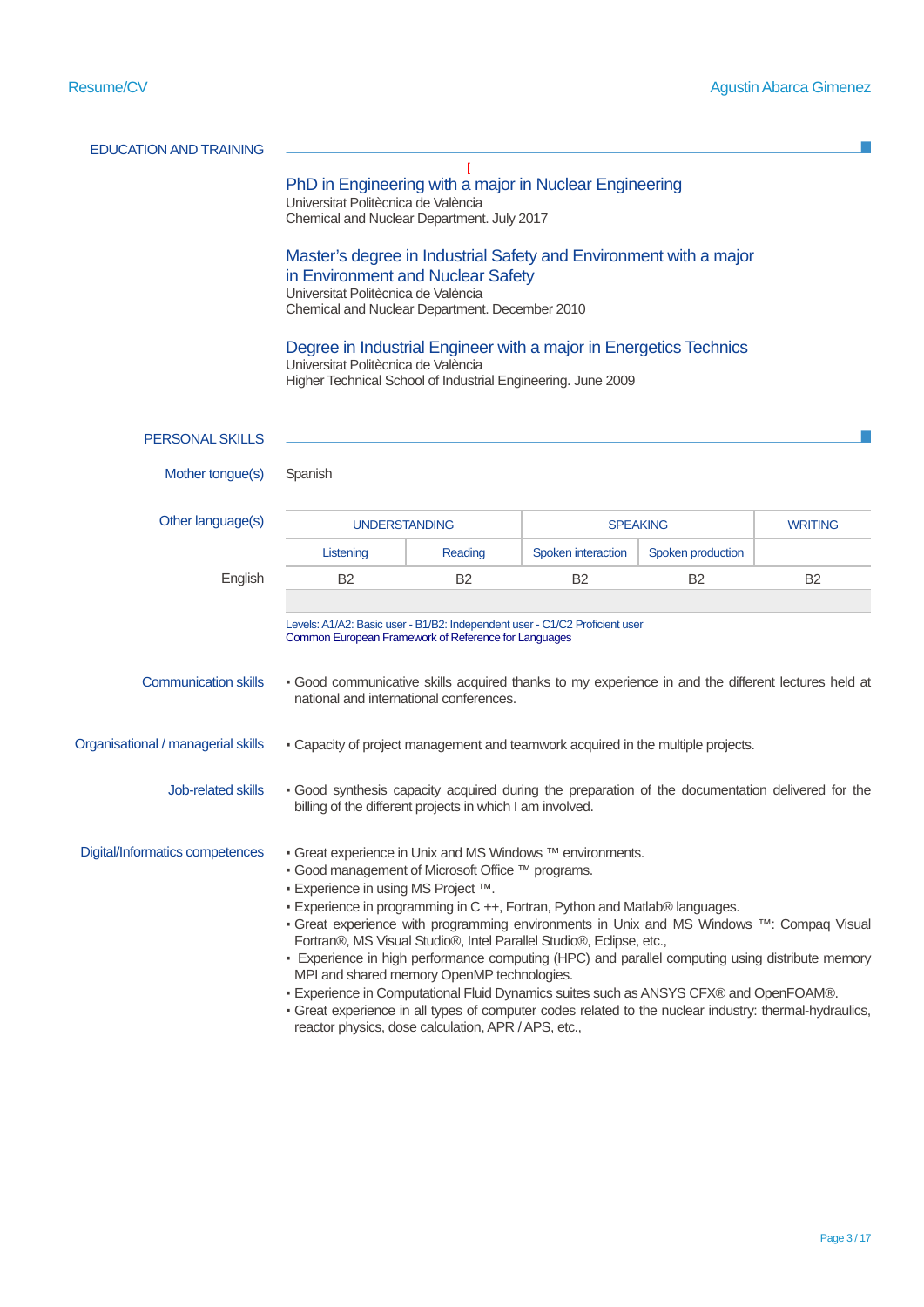## EDUCATION AND TRAINING

[

### PhD in Engineering with a major in Nuclear Engineering

Universitat Politècnica de València
Chemical and Nuclear Department. July 2017

### Master's degree in Industrial Safety and Environment with a major in Environment and Nuclear Safety

Universitat Politècnica de València
Chemical and Nuclear Department. December 2010

### Degree in Industrial Engineer with a major in Energetics Technics

Universitat Politècnica de València
Higher Technical School of Industrial Engineering. June 2009

## PERSONAL SKILLS

**Mother tongue(s)** Spanish

**Other language(s)**

| | UNDERSTANDING | | SPEAKING | | WRITING |
|---|---|---|---|---|---|
| | Listening | Reading | Spoken interaction | Spoken production | |
| English | B2 | B2 | B2 | B2 | B2 |

Levels: A1/A2: Basic user - B1/B2: Independent user - C1/C2 Proficient user
Common European Framework of Reference for Languages

**Communication skills**

- Good communicative skills acquired thanks to my experience in and the different lectures held at national and international conferences.

**Organisational / managerial skills**

- Capacity of project management and teamwork acquired in the multiple projects.

**Job-related skills**

- Good synthesis capacity acquired during the preparation of the documentation delivered for the billing of the different projects in which I am involved.

**Digital/Informatics competences**

- Great experience in Unix and MS Windows ™ environments.
- Good management of Microsoft Office ™ programs.
- Experience in using MS Project ™.
- Experience in programming in C ++, Fortran, Python and Matlab® languages.
- Great experience with programming environments in Unix and MS Windows ™: Compaq Visual Fortran®, MS Visual Studio®, Intel Parallel Studio®, Eclipse, etc.,
- Experience in high performance computing (HPC) and parallel computing using distribute memory MPI and shared memory OpenMP technologies.
- Experience in Computational Fluid Dynamics suites such as ANSYS CFX® and OpenFOAM®.
- Great experience in all types of computer codes related to the nuclear industry: thermal-hydraulics, reactor physics, dose calculation, APR / APS, etc.,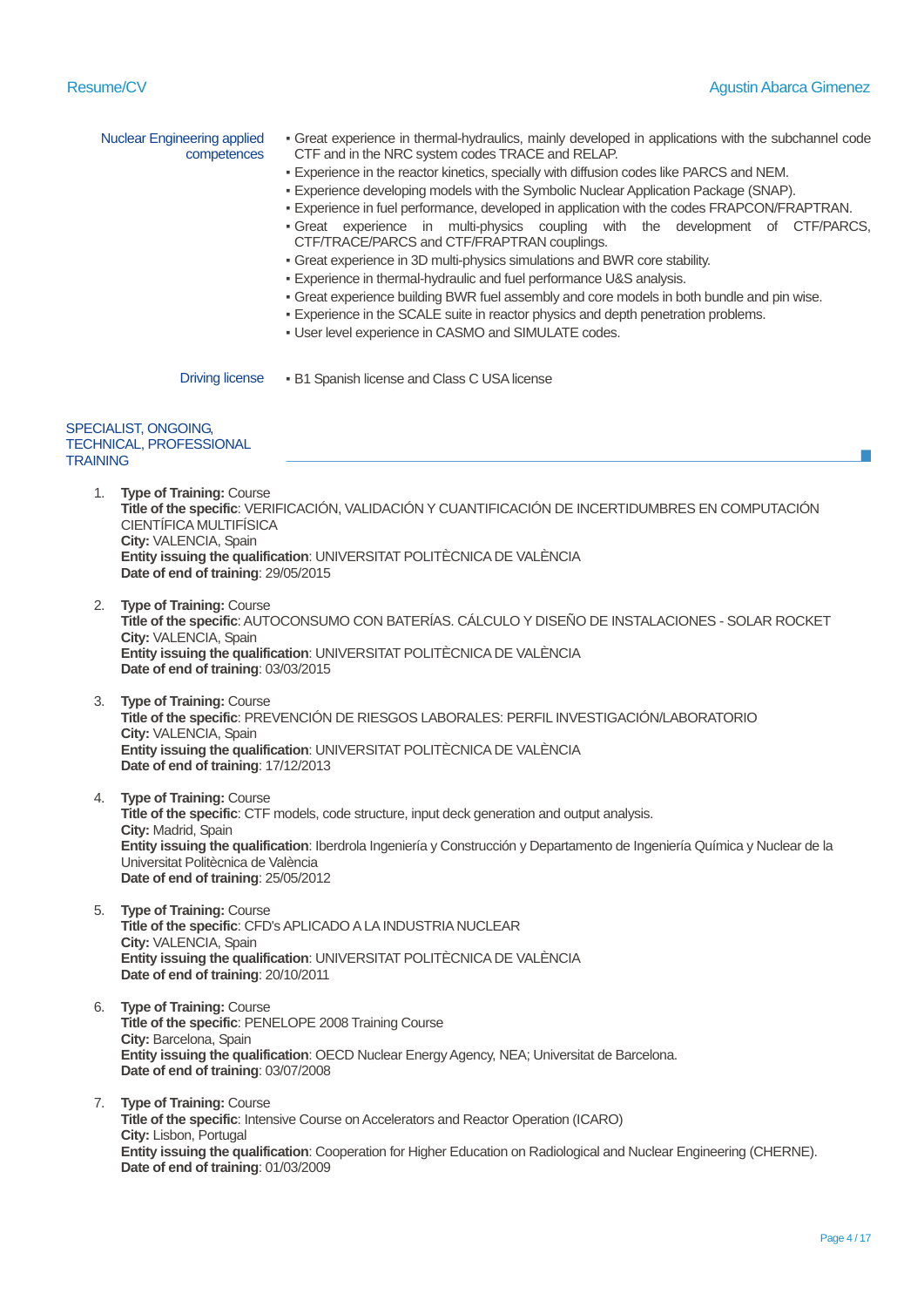**Nuclear Engineering applied competences**

- Great experience in thermal-hydraulics, mainly developed in applications with the subchannel code CTF and in the NRC system codes TRACE and RELAP.
- Experience in the reactor kinetics, specially with diffusion codes like PARCS and NEM.
- Experience developing models with the Symbolic Nuclear Application Package (SNAP).
- Experience in fuel performance, developed in application with the codes FRAPCON/FRAPTRAN.
- Great experience in multi-physics coupling with the development of CTF/PARCS, CTF/TRACE/PARCS and CTF/FRAPTRAN couplings.
- Great experience in 3D multi-physics simulations and BWR core stability.
- Experience in thermal-hydraulic and fuel performance U&S analysis.
- Great experience building BWR fuel assembly and core models in both bundle and pin wise.
- Experience in the SCALE suite in reactor physics and depth penetration problems.
- User level experience in CASMO and SIMULATE codes.

**Driving license**

- B1 Spanish license and Class C USA license

## SPECIALIST, ONGOING, TECHNICAL, PROFESSIONAL TRAINING

1. **Type of Training:** Course
   **Title of the specific**: VERIFICACIÓN, VALIDACIÓN Y CUANTIFICACIÓN DE INCERTIDUMBRES EN COMPUTACIÓN CIENTÍFICA MULTIFÍSICA
   **City:** VALENCIA, Spain
   **Entity issuing the qualification**: UNIVERSITAT POLITÈCNICA DE VALÈNCIA
   **Date of end of training**: 29/05/2015

2. **Type of Training:** Course
   **Title of the specific**: AUTOCONSUMO CON BATERÍAS. CÁLCULO Y DISEÑO DE INSTALACIONES - SOLAR ROCKET
   **City:** VALENCIA, Spain
   **Entity issuing the qualification**: UNIVERSITAT POLITÈCNICA DE VALÈNCIA
   **Date of end of training**: 03/03/2015

3. **Type of Training:** Course
   **Title of the specific**: PREVENCIÓN DE RIESGOS LABORALES: PERFIL INVESTIGACIÓN/LABORATORIO
   **City:** VALENCIA, Spain
   **Entity issuing the qualification**: UNIVERSITAT POLITÈCNICA DE VALÈNCIA
   **Date of end of training**: 17/12/2013

4. **Type of Training:** Course
   **Title of the specific**: CTF models, code structure, input deck generation and output analysis.
   **City:** Madrid, Spain
   **Entity issuing the qualification**: Iberdrola Ingeniería y Construcción y Departamento de Ingeniería Química y Nuclear de la Universitat Politècnica de València
   **Date of end of training**: 25/05/2012

5. **Type of Training:** Course
   **Title of the specific**: CFD's APLICADO A LA INDUSTRIA NUCLEAR
   **City:** VALENCIA, Spain
   **Entity issuing the qualification**: UNIVERSITAT POLITÈCNICA DE VALÈNCIA
   **Date of end of training**: 20/10/2011

6. **Type of Training:** Course
   **Title of the specific**: PENELOPE 2008 Training Course
   **City:** Barcelona, Spain
   **Entity issuing the qualification**: OECD Nuclear Energy Agency, NEA; Universitat de Barcelona.
   **Date of end of training**: 03/07/2008

7. **Type of Training:** Course
   **Title of the specific**: Intensive Course on Accelerators and Reactor Operation (ICARO)
   **City:** Lisbon, Portugal
   **Entity issuing the qualification**: Cooperation for Higher Education on Radiological and Nuclear Engineering (CHERNE).
   **Date of end of training**: 01/03/2009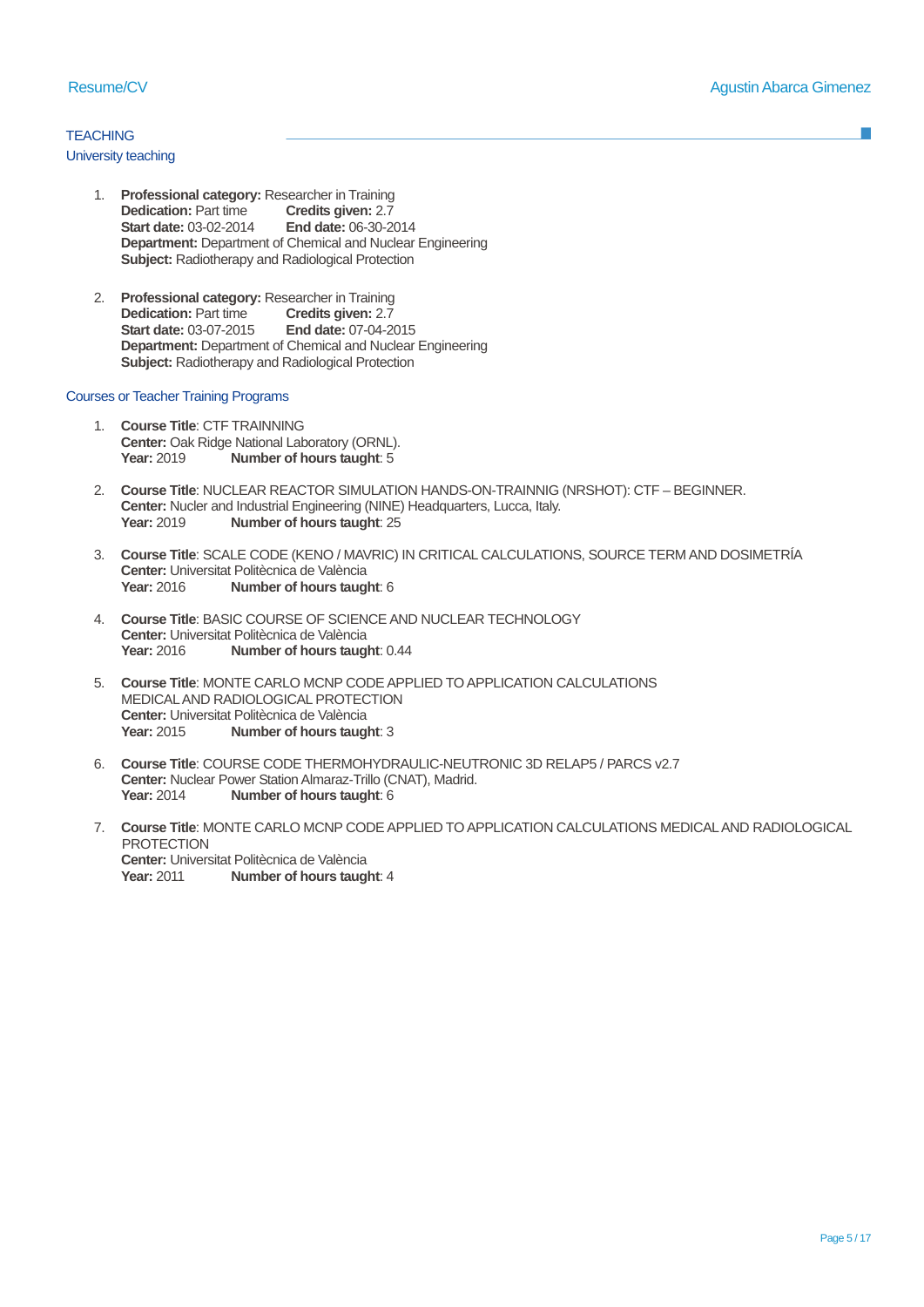## TEACHING

### University teaching

1. **Professional category:** Researcher in Training
   **Dedication:** Part time **Credits given:** 2.7
   **Start date:** 03-02-2014 **End date:** 06-30-2014
   **Department:** Department of Chemical and Nuclear Engineering
   **Subject:** Radiotherapy and Radiological Protection

2. **Professional category:** Researcher in Training
   **Dedication:** Part time **Credits given:** 2.7
   **Start date:** 03-07-2015 **End date:** 07-04-2015
   **Department:** Department of Chemical and Nuclear Engineering
   **Subject:** Radiotherapy and Radiological Protection

### Courses or Teacher Training Programs

1. **Course Title**: CTF TRAINNING
   **Center:** Oak Ridge National Laboratory (ORNL).
   **Year:** 2019 **Number of hours taught**: 5

2. **Course Title**: NUCLEAR REACTOR SIMULATION HANDS-ON-TRAINNIG (NRSHOT): CTF – BEGINNER.
   **Center:** Nucler and Industrial Engineering (NINE) Headquarters, Lucca, Italy.
   **Year:** 2019 **Number of hours taught**: 25

3. **Course Title**: SCALE CODE (KENO / MAVRIC) IN CRITICAL CALCULATIONS, SOURCE TERM AND DOSIMETRÍA
   **Center:** Universitat Politècnica de València
   **Year:** 2016 **Number of hours taught**: 6

4. **Course Title**: BASIC COURSE OF SCIENCE AND NUCLEAR TECHNOLOGY
   **Center:** Universitat Politècnica de València
   **Year:** 2016 **Number of hours taught**: 0.44

5. **Course Title**: MONTE CARLO MCNP CODE APPLIED TO APPLICATION CALCULATIONS MEDICAL AND RADIOLOGICAL PROTECTION
   **Center:** Universitat Politècnica de València
   **Year:** 2015 **Number of hours taught**: 3

6. **Course Title**: COURSE CODE THERMOHYDRAULIC-NEUTRONIC 3D RELAP5 / PARCS v2.7
   **Center:** Nuclear Power Station Almaraz-Trillo (CNAT), Madrid.
   **Year:** 2014 **Number of hours taught**: 6

7. **Course Title**: MONTE CARLO MCNP CODE APPLIED TO APPLICATION CALCULATIONS MEDICAL AND RADIOLOGICAL PROTECTION
   **Center:** Universitat Politècnica de València
   **Year:** 2011 **Number of hours taught**: 4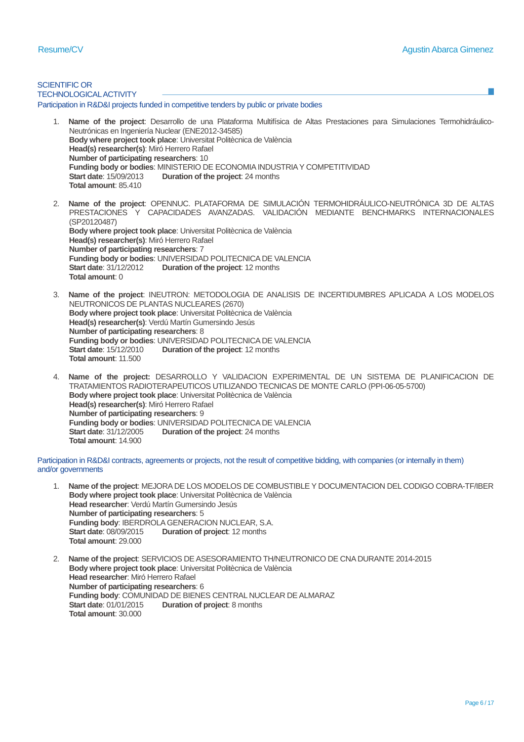## SCIENTIFIC OR TECHNOLOGICAL ACTIVITY

### Participation in R&D&I projects funded in competitive tenders by public or private bodies

1. **Name of the project**: Desarrollo de una Plataforma Multifísica de Altas Prestaciones para Simulaciones Termohidráulico-Neutrónicas en Ingeniería Nuclear (ENE2012-34585)
   **Body where project took place**: Universitat Politècnica de València
   **Head(s) researcher(s)**: Miró Herrero Rafael
   **Number of participating researchers**: 10
   **Funding body or bodies**: MINISTERIO DE ECONOMIA INDUSTRIA Y COMPETITIVIDAD
   **Start date**: 15/09/2013 **Duration of the project**: 24 months
   **Total amount**: 85.410

2. **Name of the project**: OPENNUC. PLATAFORMA DE SIMULACIÓN TERMOHIDRÁULICO-NEUTRÓNICA 3D DE ALTAS PRESTACIONES Y CAPACIDADES AVANZADAS. VALIDACIÓN MEDIANTE BENCHMARKS INTERNACIONALES (SP20120487)
   **Body where project took place**: Universitat Politècnica de València
   **Head(s) researcher(s)**: Miró Herrero Rafael
   **Number of participating researchers**: 7
   **Funding body or bodies**: UNIVERSIDAD POLITECNICA DE VALENCIA
   **Start date**: 31/12/2012 **Duration of the project**: 12 months
   **Total amount**: 0

3. **Name of the project**: INEUTRON: METODOLOGIA DE ANALISIS DE INCERTIDUMBRES APLICADA A LOS MODELOS NEUTRONICOS DE PLANTAS NUCLEARES (2670)
   **Body where project took place**: Universitat Politècnica de València
   **Head(s) researcher(s)**: Verdú Martín Gumersindo Jesús
   **Number of participating researchers**: 8
   **Funding body or bodies**: UNIVERSIDAD POLITECNICA DE VALENCIA
   **Start date**: 15/12/2010 **Duration of the project**: 12 months
   **Total amount**: 11.500

4. **Name of the project:** DESARROLLO Y VALIDACION EXPERIMENTAL DE UN SISTEMA DE PLANIFICACION DE TRATAMIENTOS RADIOTERAPEUTICOS UTILIZANDO TECNICAS DE MONTE CARLO (PPI-06-05-5700)
   **Body where project took place**: Universitat Politècnica de València
   **Head(s) researcher(s)**: Miró Herrero Rafael
   **Number of participating researchers**: 9
   **Funding body or bodies**: UNIVERSIDAD POLITECNICA DE VALENCIA
   **Start date**: 31/12/2005 **Duration of the project**: 24 months
   **Total amount**: 14.900

### Participation in R&D&I contracts, agreements or projects, not the result of competitive bidding, with companies (or internally in them) and/or governments

1. **Name of the project**: MEJORA DE LOS MODELOS DE COMBUSTIBLE Y DOCUMENTACION DEL CODIGO COBRA-TF/IBER
   **Body where project took place**: Universitat Politècnica de València
   **Head researcher**: Verdú Martín Gumersindo Jesús
   **Number of participating researchers**: 5
   **Funding body**: IBERDROLA GENERACION NUCLEAR, S.A.
   **Start date**: 08/09/2015 **Duration of project**: 12 months
   **Total amount**: 29.000

2. **Name of the project**: SERVICIOS DE ASESORAMIENTO TH/NEUTRONICO DE CNA DURANTE 2014-2015
   **Body where project took place**: Universitat Politècnica de València
   **Head researcher**: Miró Herrero Rafael
   **Number of participating researchers**: 6
   **Funding body**: COMUNIDAD DE BIENES CENTRAL NUCLEAR DE ALMARAZ
   **Start date**: 01/01/2015 **Duration of project**: 8 months
   **Total amount**: 30.000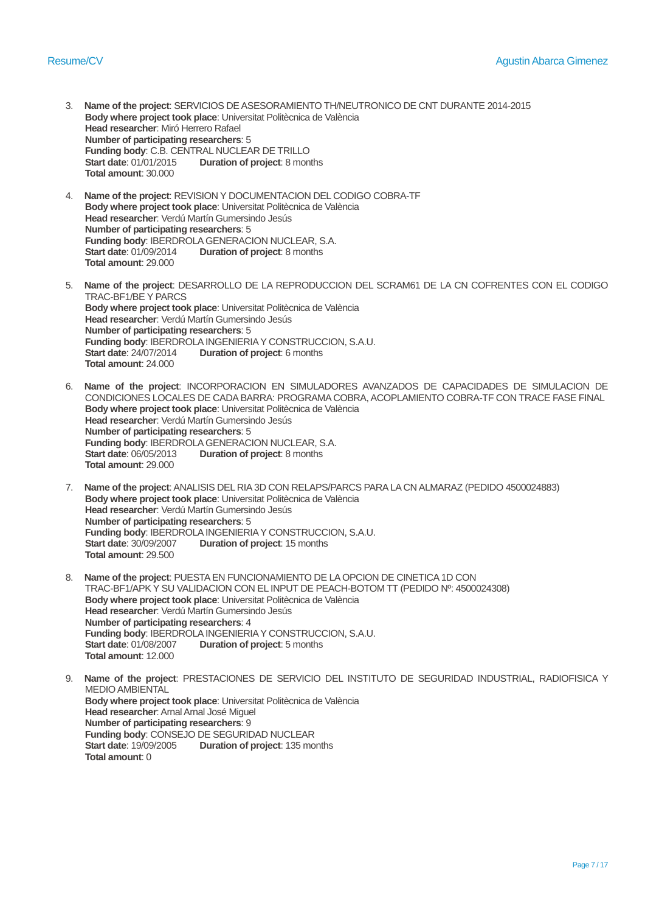3. **Name of the project**: SERVICIOS DE ASESORAMIENTO TH/NEUTRONICO DE CNT DURANTE 2014-2015
   **Body where project took place**: Universitat Politècnica de València
   **Head researcher**: Miró Herrero Rafael
   **Number of participating researchers**: 5
   **Funding body**: C.B. CENTRAL NUCLEAR DE TRILLO
   **Start date**: 01/01/2015 **Duration of project**: 8 months
   **Total amount**: 30.000

4. **Name of the project**: REVISION Y DOCUMENTACION DEL CODIGO COBRA-TF
   **Body where project took place**: Universitat Politècnica de València
   **Head researcher**: Verdú Martín Gumersindo Jesús
   **Number of participating researchers**: 5
   **Funding body**: IBERDROLA GENERACION NUCLEAR, S.A.
   **Start date**: 01/09/2014 **Duration of project**: 8 months
   **Total amount**: 29.000

5. **Name of the project**: DESARROLLO DE LA REPRODUCCION DEL SCRAM61 DE LA CN COFRENTES CON EL CODIGO TRAC-BF1/BE Y PARCS
   **Body where project took place**: Universitat Politècnica de València
   **Head researcher**: Verdú Martín Gumersindo Jesús
   **Number of participating researchers**: 5
   **Funding body**: IBERDROLA INGENIERIA Y CONSTRUCCION, S.A.U.
   **Start date**: 24/07/2014 **Duration of project**: 6 months
   **Total amount**: 24.000

6. **Name of the project**: INCORPORACION EN SIMULADORES AVANZADOS DE CAPACIDADES DE SIMULACION DE CONDICIONES LOCALES DE CADA BARRA: PROGRAMA COBRA, ACOPLAMIENTO COBRA-TF CON TRACE FASE FINAL
   **Body where project took place**: Universitat Politècnica de València
   **Head researcher**: Verdú Martín Gumersindo Jesús
   **Number of participating researchers**: 5
   **Funding body**: IBERDROLA GENERACION NUCLEAR, S.A.
   **Start date**: 06/05/2013 **Duration of project**: 8 months
   **Total amount**: 29.000

7. **Name of the project**: ANALISIS DEL RIA 3D CON RELAPS/PARCS PARA LA CN ALMARAZ (PEDIDO 4500024883)
   **Body where project took place**: Universitat Politècnica de València
   **Head researcher**: Verdú Martín Gumersindo Jesús
   **Number of participating researchers**: 5
   **Funding body**: IBERDROLA INGENIERIA Y CONSTRUCCION, S.A.U.
   **Start date**: 30/09/2007 **Duration of project**: 15 months
   **Total amount**: 29.500

8. **Name of the project**: PUESTA EN FUNCIONAMIENTO DE LA OPCION DE CINETICA 1D CON TRAC-BF1/APK Y SU VALIDACION CON EL INPUT DE PEACH-BOTOM TT (PEDIDO Nº: 4500024308)
   **Body where project took place**: Universitat Politècnica de València
   **Head researcher**: Verdú Martín Gumersindo Jesús
   **Number of participating researchers**: 4
   **Funding body**: IBERDROLA INGENIERIA Y CONSTRUCCION, S.A.U.
   **Start date**: 01/08/2007 **Duration of project**: 5 months
   **Total amount**: 12.000

9. **Name of the project**: PRESTACIONES DE SERVICIO DEL INSTITUTO DE SEGURIDAD INDUSTRIAL, RADIOFISICA Y MEDIO AMBIENTAL
   **Body where project took place**: Universitat Politècnica de València
   **Head researcher**: Arnal Arnal José Miguel
   **Number of participating researchers**: 9
   **Funding body**: CONSEJO DE SEGURIDAD NUCLEAR
   **Start date**: 19/09/2005 **Duration of project**: 135 months
   **Total amount**: 0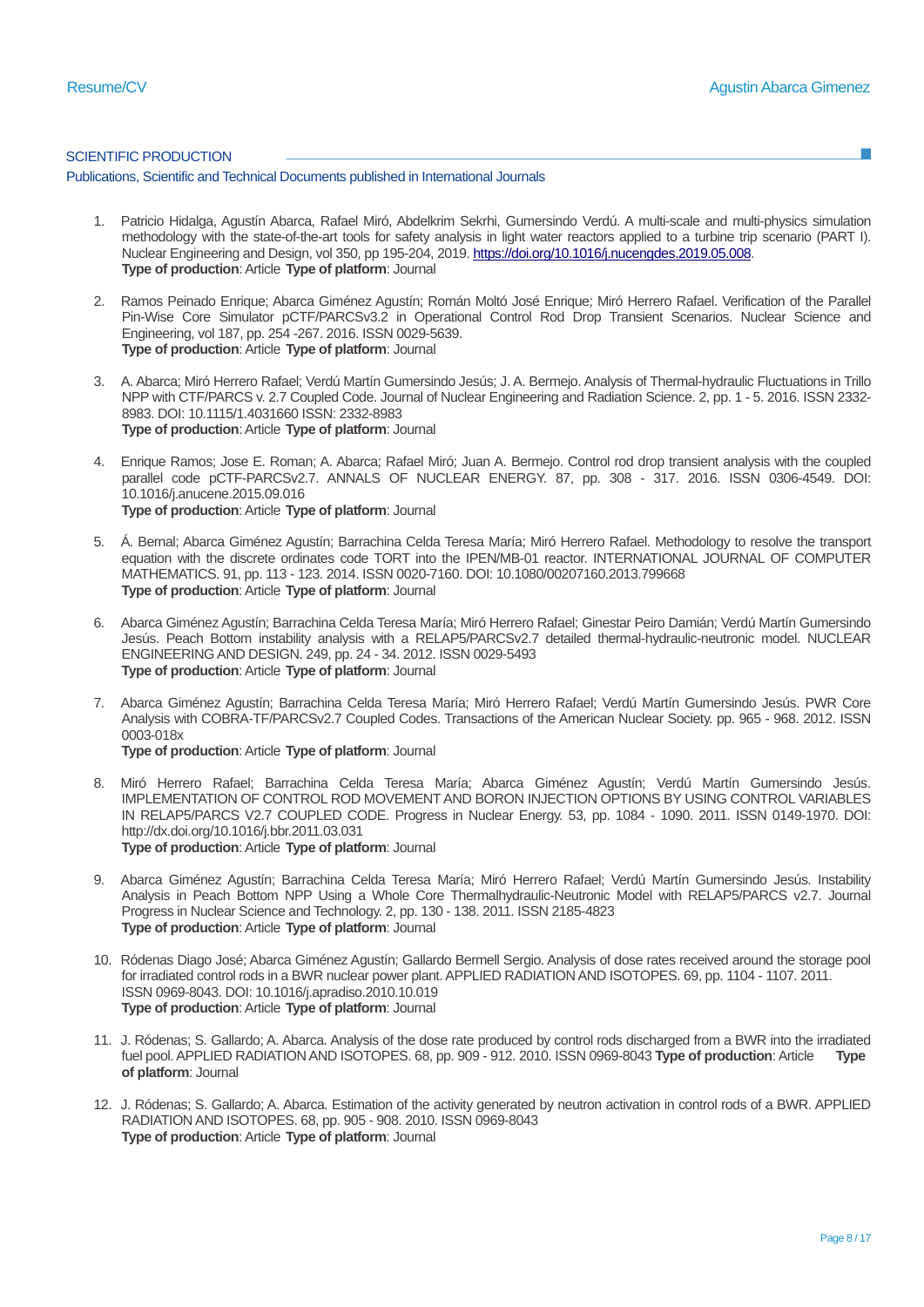## SCIENTIFIC PRODUCTION

Publications, Scientific and Technical Documents published in International Journals

1. Patricio Hidalga, Agustín Abarca, Rafael Miró, Abdelkrim Sekrhi, Gumersindo Verdú. A multi-scale and multi-physics simulation methodology with the state-of-the-art tools for safety analysis in light water reactors applied to a turbine trip scenario (PART I). Nuclear Engineering and Design, vol 350, pp 195-204, 2019. https://doi.org/10.1016/j.nucengdes.2019.05.008.
   **Type of production**: Article **Type of platform**: Journal

2. Ramos Peinado Enrique; Abarca Giménez Agustín; Román Moltó José Enrique; Miró Herrero Rafael. Verification of the Parallel Pin-Wise Core Simulator pCTF/PARCSv3.2 in Operational Control Rod Drop Transient Scenarios. Nuclear Science and Engineering, vol 187, pp. 254 -267. 2016. ISSN 0029-5639.
   **Type of production**: Article **Type of platform**: Journal

3. A. Abarca; Miró Herrero Rafael; Verdú Martín Gumersindo Jesús; J. A. Bermejo. Analysis of Thermal-hydraulic Fluctuations in Trillo NPP with CTF/PARCS v. 2.7 Coupled Code. Journal of Nuclear Engineering and Radiation Science. 2, pp. 1 - 5. 2016. ISSN 2332-8983. DOI: 10.1115/1.4031660 ISSN: 2332-8983
   **Type of production**: Article **Type of platform**: Journal

4. Enrique Ramos; Jose E. Roman; A. Abarca; Rafael Miró; Juan A. Bermejo. Control rod drop transient analysis with the coupled parallel code pCTF-PARCSv2.7. ANNALS OF NUCLEAR ENERGY. 87, pp. 308 - 317. 2016. ISSN 0306-4549. DOI: 10.1016/j.anucene.2015.09.016
   **Type of production**: Article **Type of platform**: Journal

5. Á. Bernal; Abarca Giménez Agustín; Barrachina Celda Teresa María; Miró Herrero Rafael. Methodology to resolve the transport equation with the discrete ordinates code TORT into the IPEN/MB-01 reactor. INTERNATIONAL JOURNAL OF COMPUTER MATHEMATICS. 91, pp. 113 - 123. 2014. ISSN 0020-7160. DOI: 10.1080/00207160.2013.799668
   **Type of production**: Article **Type of platform**: Journal

6. Abarca Giménez Agustín; Barrachina Celda Teresa María; Miró Herrero Rafael; Ginestar Peiro Damián; Verdú Martín Gumersindo Jesús. Peach Bottom instability analysis with a RELAP5/PARCSv2.7 detailed thermal-hydraulic-neutronic model. NUCLEAR ENGINEERING AND DESIGN. 249, pp. 24 - 34. 2012. ISSN 0029-5493
   **Type of production**: Article **Type of platform**: Journal

7. Abarca Giménez Agustín; Barrachina Celda Teresa María; Miró Herrero Rafael; Verdú Martín Gumersindo Jesús. PWR Core Analysis with COBRA-TF/PARCSv2.7 Coupled Codes. Transactions of the American Nuclear Society. pp. 965 - 968. 2012. ISSN 0003-018x
   **Type of production**: Article **Type of platform**: Journal

8. Miró Herrero Rafael; Barrachina Celda Teresa María; Abarca Giménez Agustín; Verdú Martín Gumersindo Jesús. IMPLEMENTATION OF CONTROL ROD MOVEMENT AND BORON INJECTION OPTIONS BY USING CONTROL VARIABLES IN RELAP5/PARCS V2.7 COUPLED CODE. Progress in Nuclear Energy. 53, pp. 1084 - 1090. 2011. ISSN 0149-1970. DOI: http://dx.doi.org/10.1016/j.bbr.2011.03.031
   **Type of production**: Article **Type of platform**: Journal

9. Abarca Giménez Agustín; Barrachina Celda Teresa María; Miró Herrero Rafael; Verdú Martín Gumersindo Jesús. Instability Analysis in Peach Bottom NPP Using a Whole Core Thermalhydraulic-Neutronic Model with RELAP5/PARCS v2.7. Journal Progress in Nuclear Science and Technology. 2, pp. 130 - 138. 2011. ISSN 2185-4823
   **Type of production**: Article **Type of platform**: Journal

10. Ródenas Diago José; Abarca Giménez Agustín; Gallardo Bermell Sergio. Analysis of dose rates received around the storage pool for irradiated control rods in a BWR nuclear power plant. APPLIED RADIATION AND ISOTOPES. 69, pp. 1104 - 1107. 2011. ISSN 0969-8043. DOI: 10.1016/j.apradiso.2010.10.019
    **Type of production**: Article **Type of platform**: Journal

11. J. Ródenas; S. Gallardo; A. Abarca. Analysis of the dose rate produced by control rods discharged from a BWR into the irradiated fuel pool. APPLIED RADIATION AND ISOTOPES. 68, pp. 909 - 912. 2010. ISSN 0969-8043 **Type of production**: Article **Type of platform**: Journal

12. J. Ródenas; S. Gallardo; A. Abarca. Estimation of the activity generated by neutron activation in control rods of a BWR. APPLIED RADIATION AND ISOTOPES. 68, pp. 905 - 908. 2010. ISSN 0969-8043
    **Type of production**: Article **Type of platform**: Journal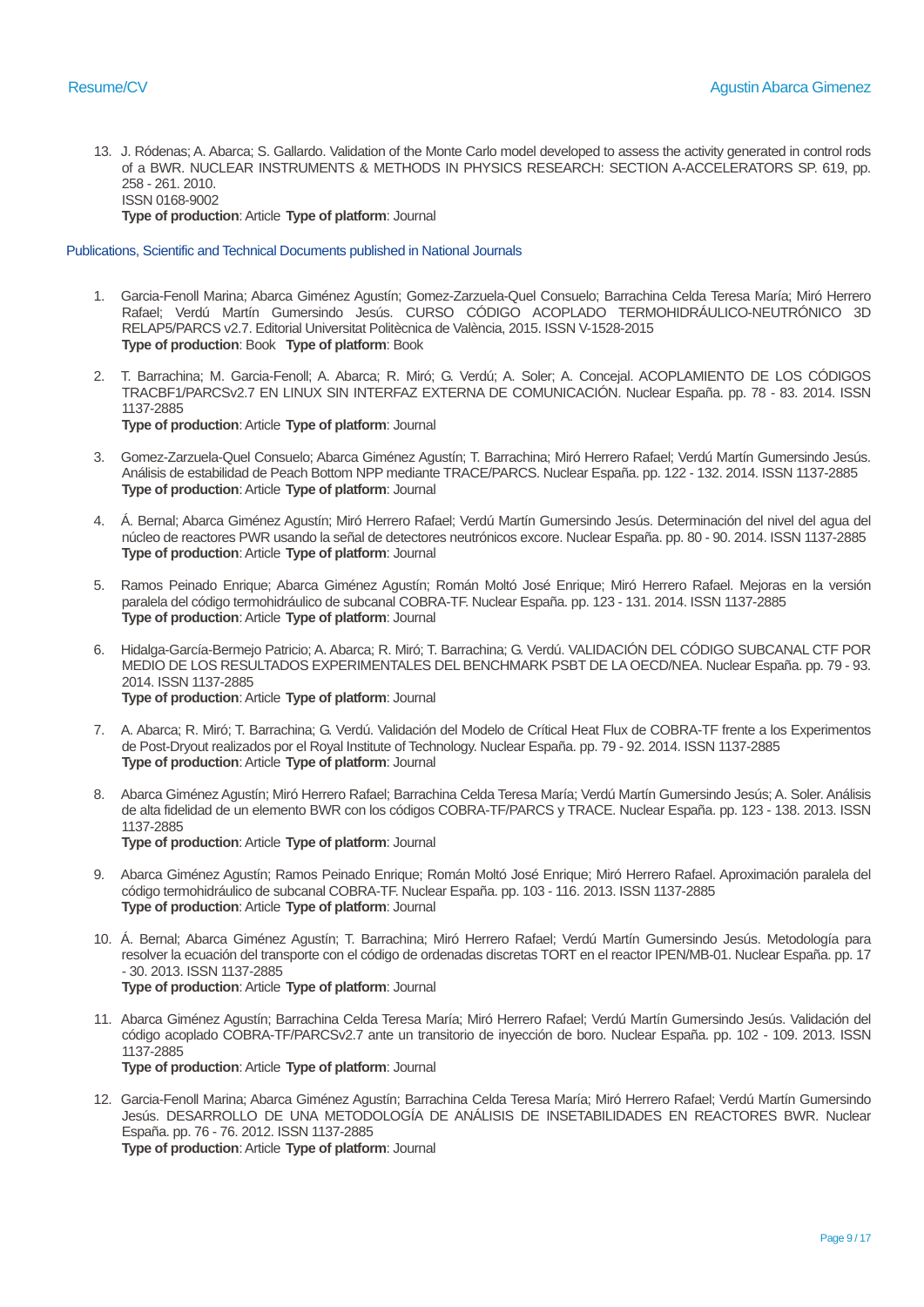13. J. Ródenas; A. Abarca; S. Gallardo. Validation of the Monte Carlo model developed to assess the activity generated in control rods of a BWR. NUCLEAR INSTRUMENTS & METHODS IN PHYSICS RESEARCH: SECTION A-ACCELERATORS SP. 619, pp. 258 - 261. 2010.
    ISSN 0168-9002
    **Type of production**: Article **Type of platform**: Journal

## Publications, Scientific and Technical Documents published in National Journals

1. Garcia-Fenoll Marina; Abarca Giménez Agustín; Gomez-Zarzuela-Quel Consuelo; Barrachina Celda Teresa María; Miró Herrero Rafael; Verdú Martín Gumersindo Jesús. CURSO CÓDIGO ACOPLADO TERMOHIDRÁULICO-NEUTRÓNICO 3D RELAP5/PARCS v2.7. Editorial Universitat Politècnica de València, 2015. ISSN V-1528-2015
   **Type of production**: Book **Type of platform**: Book

2. T. Barrachina; M. Garcia-Fenoll; A. Abarca; R. Miró; G. Verdú; A. Soler; A. Concejal. ACOPLAMIENTO DE LOS CÓDIGOS TRACBF1/PARCSv2.7 EN LINUX SIN INTERFAZ EXTERNA DE COMUNICACIÓN. Nuclear España. pp. 78 - 83. 2014. ISSN 1137-2885
   **Type of production**: Article **Type of platform**: Journal

3. Gomez-Zarzuela-Quel Consuelo; Abarca Giménez Agustín; T. Barrachina; Miró Herrero Rafael; Verdú Martín Gumersindo Jesús. Análisis de estabilidad de Peach Bottom NPP mediante TRACE/PARCS. Nuclear España. pp. 122 - 132. 2014. ISSN 1137-2885
   **Type of production**: Article **Type of platform**: Journal

4. Á. Bernal; Abarca Giménez Agustín; Miró Herrero Rafael; Verdú Martín Gumersindo Jesús. Determinación del nivel del agua del núcleo de reactores PWR usando la señal de detectores neutrónicos excore. Nuclear España. pp. 80 - 90. 2014. ISSN 1137-2885
   **Type of production**: Article **Type of platform**: Journal

5. Ramos Peinado Enrique; Abarca Giménez Agustín; Román Moltó José Enrique; Miró Herrero Rafael. Mejoras en la versión paralela del código termohidráulico de subcanal COBRA-TF. Nuclear España. pp. 123 - 131. 2014. ISSN 1137-2885
   **Type of production**: Article **Type of platform**: Journal

6. Hidalga-García-Bermejo Patricio; A. Abarca; R. Miró; T. Barrachina; G. Verdú. VALIDACIÓN DEL CÓDIGO SUBCANAL CTF POR MEDIO DE LOS RESULTADOS EXPERIMENTALES DEL BENCHMARK PSBT DE LA OECD/NEA. Nuclear España. pp. 79 - 93. 2014. ISSN 1137-2885
   **Type of production**: Article **Type of platform**: Journal

7. A. Abarca; R. Miró; T. Barrachina; G. Verdú. Validación del Modelo de Crítical Heat Flux de COBRA-TF frente a los Experimentos de Post-Dryout realizados por el Royal Institute of Technology. Nuclear España. pp. 79 - 92. 2014. ISSN 1137-2885
   **Type of production**: Article **Type of platform**: Journal

8. Abarca Giménez Agustín; Miró Herrero Rafael; Barrachina Celda Teresa María; Verdú Martín Gumersindo Jesús; A. Soler. Análisis de alta fidelidad de un elemento BWR con los códigos COBRA-TF/PARCS y TRACE. Nuclear España. pp. 123 - 138. 2013. ISSN 1137-2885
   **Type of production**: Article **Type of platform**: Journal

9. Abarca Giménez Agustín; Ramos Peinado Enrique; Román Moltó José Enrique; Miró Herrero Rafael. Aproximación paralela del código termohidráulico de subcanal COBRA-TF. Nuclear España. pp. 103 - 116. 2013. ISSN 1137-2885
   **Type of production**: Article **Type of platform**: Journal

10. Á. Bernal; Abarca Giménez Agustín; T. Barrachina; Miró Herrero Rafael; Verdú Martín Gumersindo Jesús. Metodología para resolver la ecuación del transporte con el código de ordenadas discretas TORT en el reactor IPEN/MB-01. Nuclear España. pp. 17 - 30. 2013. ISSN 1137-2885
    **Type of production**: Article **Type of platform**: Journal

11. Abarca Giménez Agustín; Barrachina Celda Teresa María; Miró Herrero Rafael; Verdú Martín Gumersindo Jesús. Validación del código acoplado COBRA-TF/PARCSv2.7 ante un transitorio de inyección de boro. Nuclear España. pp. 102 - 109. 2013. ISSN 1137-2885
    **Type of production**: Article **Type of platform**: Journal

12. Garcia-Fenoll Marina; Abarca Giménez Agustín; Barrachina Celda Teresa María; Miró Herrero Rafael; Verdú Martín Gumersindo Jesús. DESARROLLO DE UNA METODOLOGÍA DE ANÁLISIS DE INSETABILIDADES EN REACTORES BWR. Nuclear España. pp. 76 - 76. 2012. ISSN 1137-2885
    **Type of production**: Article **Type of platform**: Journal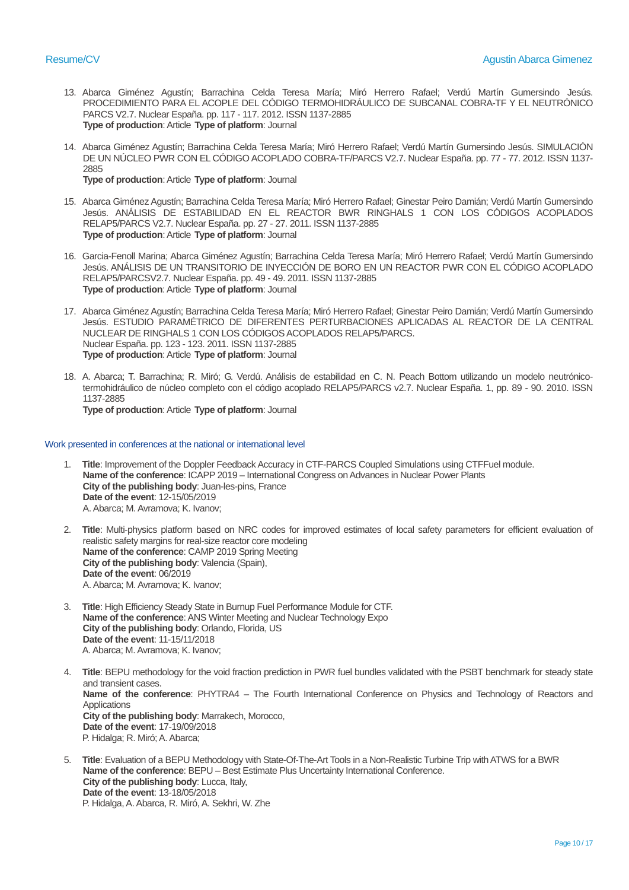13. Abarca Giménez Agustín; Barrachina Celda Teresa María; Miró Herrero Rafael; Verdú Martín Gumersindo Jesús. PROCEDIMIENTO PARA EL ACOPLE DEL CÓDIGO TERMOHIDRÁULICO DE SUBCANAL COBRA-TF Y EL NEUTRÓNICO PARCS V2.7. Nuclear España. pp. 117 - 117. 2012. ISSN 1137-2885
    **Type of production**: Article **Type of platform**: Journal

14. Abarca Giménez Agustín; Barrachina Celda Teresa María; Miró Herrero Rafael; Verdú Martín Gumersindo Jesús. SIMULACIÓN DE UN NÚCLEO PWR CON EL CÓDIGO ACOPLADO COBRA-TF/PARCS V2.7. Nuclear España. pp. 77 - 77. 2012. ISSN 1137-2885
    **Type of production**: Article **Type of platform**: Journal

15. Abarca Giménez Agustín; Barrachina Celda Teresa María; Miró Herrero Rafael; Ginestar Peiro Damián; Verdú Martín Gumersindo Jesús. ANÁLISIS DE ESTABILIDAD EN EL REACTOR BWR RINGHALS 1 CON LOS CÓDIGOS ACOPLADOS RELAP5/PARCS V2.7. Nuclear España. pp. 27 - 27. 2011. ISSN 1137-2885
    **Type of production**: Article **Type of platform**: Journal

16. Garcia-Fenoll Marina; Abarca Giménez Agustín; Barrachina Celda Teresa María; Miró Herrero Rafael; Verdú Martín Gumersindo Jesús. ANÁLISIS DE UN TRANSITORIO DE INYECCIÓN DE BORO EN UN REACTOR PWR CON EL CÓDIGO ACOPLADO RELAP5/PARCSV2.7. Nuclear España. pp. 49 - 49. 2011. ISSN 1137-2885
    **Type of production**: Article **Type of platform**: Journal

17. Abarca Giménez Agustín; Barrachina Celda Teresa María; Miró Herrero Rafael; Ginestar Peiro Damián; Verdú Martín Gumersindo Jesús. ESTUDIO PARAMÉTRICO DE DIFERENTES PERTURBACIONES APLICADAS AL REACTOR DE LA CENTRAL NUCLEAR DE RINGHALS 1 CON LOS CÓDIGOS ACOPLADOS RELAP5/PARCS.
    Nuclear España. pp. 123 - 123. 2011. ISSN 1137-2885
    **Type of production**: Article **Type of platform**: Journal

18. A. Abarca; T. Barrachina; R. Miró; G. Verdú. Análisis de estabilidad en C. N. Peach Bottom utilizando un modelo neutrónico-termohidráulico de núcleo completo con el código acoplado RELAP5/PARCS v2.7. Nuclear España. 1, pp. 89 - 90. 2010. ISSN 1137-2885
    **Type of production**: Article **Type of platform**: Journal

## Work presented in conferences at the national or international level

1. **Title**: Improvement of the Doppler Feedback Accuracy in CTF-PARCS Coupled Simulations using CTFFuel module.
   **Name of the conference**: ICAPP 2019 – International Congress on Advances in Nuclear Power Plants
   **City of the publishing body**: Juan-les-pins, France
   **Date of the event**: 12-15/05/2019
   A. Abarca; M. Avramova; K. Ivanov;

2. **Title**: Multi-physics platform based on NRC codes for improved estimates of local safety parameters for efficient evaluation of realistic safety margins for real-size reactor core modeling
   **Name of the conference**: CAMP 2019 Spring Meeting
   **City of the publishing body**: Valencia (Spain),
   **Date of the event**: 06/2019
   A. Abarca; M. Avramova; K. Ivanov;

3. **Title**: High Efficiency Steady State in Burnup Fuel Performance Module for CTF.
   **Name of the conference**: ANS Winter Meeting and Nuclear Technology Expo
   **City of the publishing body**: Orlando, Florida, US
   **Date of the event**: 11-15/11/2018
   A. Abarca; M. Avramova; K. Ivanov;

4. **Title**: BEPU methodology for the void fraction prediction in PWR fuel bundles validated with the PSBT benchmark for steady state and transient cases.
   **Name of the conference**: PHYTRA4 – The Fourth International Conference on Physics and Technology of Reactors and Applications
   **City of the publishing body**: Marrakech, Morocco,
   **Date of the event**: 17-19/09/2018
   P. Hidalga; R. Miró; A. Abarca;

5. **Title**: Evaluation of a BEPU Methodology with State-Of-The-Art Tools in a Non-Realistic Turbine Trip with ATWS for a BWR
   **Name of the conference**: BEPU – Best Estimate Plus Uncertainty International Conference.
   **City of the publishing body**: Lucca, Italy,
   **Date of the event**: 13-18/05/2018
   P. Hidalga, A. Abarca, R. Miró, A. Sekhri, W. Zhe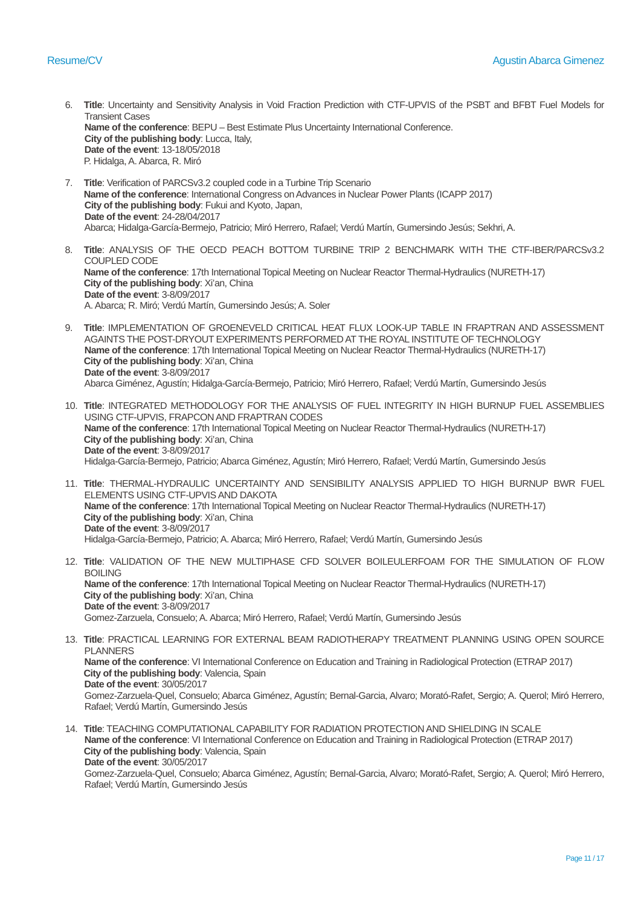6. **Title**: Uncertainty and Sensitivity Analysis in Void Fraction Prediction with CTF-UPVIS of the PSBT and BFBT Fuel Models for Transient Cases
   **Name of the conference**: BEPU – Best Estimate Plus Uncertainty International Conference.
   **City of the publishing body**: Lucca, Italy,
   **Date of the event**: 13-18/05/2018
   P. Hidalga, A. Abarca, R. Miró

7. **Title**: Verification of PARCSv3.2 coupled code in a Turbine Trip Scenario
   **Name of the conference**: International Congress on Advances in Nuclear Power Plants (ICAPP 2017)
   **City of the publishing body**: Fukui and Kyoto, Japan,
   **Date of the event**: 24-28/04/2017
   Abarca; Hidalga-García-Bermejo, Patricio; Miró Herrero, Rafael; Verdú Martín, Gumersindo Jesús; Sekhri, A.

8. **Title**: ANALYSIS OF THE OECD PEACH BOTTOM TURBINE TRIP 2 BENCHMARK WITH THE CTF-IBER/PARCSv3.2 COUPLED CODE
   **Name of the conference**: 17th International Topical Meeting on Nuclear Reactor Thermal-Hydraulics (NURETH-17)
   **City of the publishing body**: Xi'an, China
   **Date of the event**: 3-8/09/2017
   A. Abarca; R. Miró; Verdú Martín, Gumersindo Jesús; A. Soler

9. **Title**: IMPLEMENTATION OF GROENEVELD CRITICAL HEAT FLUX LOOK-UP TABLE IN FRAPTRAN AND ASSESSMENT AGAINTS THE POST-DRYOUT EXPERIMENTS PERFORMED AT THE ROYAL INSTITUTE OF TECHNOLOGY
   **Name of the conference**: 17th International Topical Meeting on Nuclear Reactor Thermal-Hydraulics (NURETH-17)
   **City of the publishing body**: Xi'an, China
   **Date of the event**: 3-8/09/2017
   Abarca Giménez, Agustín; Hidalga-García-Bermejo, Patricio; Miró Herrero, Rafael; Verdú Martín, Gumersindo Jesús

10. **Title**: INTEGRATED METHODOLOGY FOR THE ANALYSIS OF FUEL INTEGRITY IN HIGH BURNUP FUEL ASSEMBLIES USING CTF-UPVIS, FRAPCON AND FRAPTRAN CODES
    **Name of the conference**: 17th International Topical Meeting on Nuclear Reactor Thermal-Hydraulics (NURETH-17)
    **City of the publishing body**: Xi'an, China
    **Date of the event**: 3-8/09/2017
    Hidalga-García-Bermejo, Patricio; Abarca Giménez, Agustín; Miró Herrero, Rafael; Verdú Martín, Gumersindo Jesús

11. **Title**: THERMAL-HYDRAULIC UNCERTAINTY AND SENSIBILITY ANALYSIS APPLIED TO HIGH BURNUP BWR FUEL ELEMENTS USING CTF-UPVIS AND DAKOTA
    **Name of the conference**: 17th International Topical Meeting on Nuclear Reactor Thermal-Hydraulics (NURETH-17)
    **City of the publishing body**: Xi'an, China
    **Date of the event**: 3-8/09/2017
    Hidalga-García-Bermejo, Patricio; A. Abarca; Miró Herrero, Rafael; Verdú Martín, Gumersindo Jesús

12. **Title**: VALIDATION OF THE NEW MULTIPHASE CFD SOLVER BOILEULERFOAM FOR THE SIMULATION OF FLOW BOILING
    **Name of the conference**: 17th International Topical Meeting on Nuclear Reactor Thermal-Hydraulics (NURETH-17)
    **City of the publishing body**: Xi'an, China
    **Date of the event**: 3-8/09/2017
    Gomez-Zarzuela, Consuelo; A. Abarca; Miró Herrero, Rafael; Verdú Martín, Gumersindo Jesús

13. **Title**: PRACTICAL LEARNING FOR EXTERNAL BEAM RADIOTHERAPY TREATMENT PLANNING USING OPEN SOURCE PLANNERS
    **Name of the conference**: VI International Conference on Education and Training in Radiological Protection (ETRAP 2017)
    **City of the publishing body**: Valencia, Spain
    **Date of the event**: 30/05/2017
    Gomez-Zarzuela-Quel, Consuelo; Abarca Giménez, Agustín; Bernal-Garcia, Alvaro; Morató-Rafet, Sergio; A. Querol; Miró Herrero, Rafael; Verdú Martín, Gumersindo Jesús

14. **Title**: TEACHING COMPUTATIONAL CAPABILITY FOR RADIATION PROTECTION AND SHIELDING IN SCALE
    **Name of the conference**: VI International Conference on Education and Training in Radiological Protection (ETRAP 2017)
    **City of the publishing body**: Valencia, Spain
    **Date of the event**: 30/05/2017
    Gomez-Zarzuela-Quel, Consuelo; Abarca Giménez, Agustín; Bernal-Garcia, Alvaro; Morató-Rafet, Sergio; A. Querol; Miró Herrero, Rafael; Verdú Martín, Gumersindo Jesús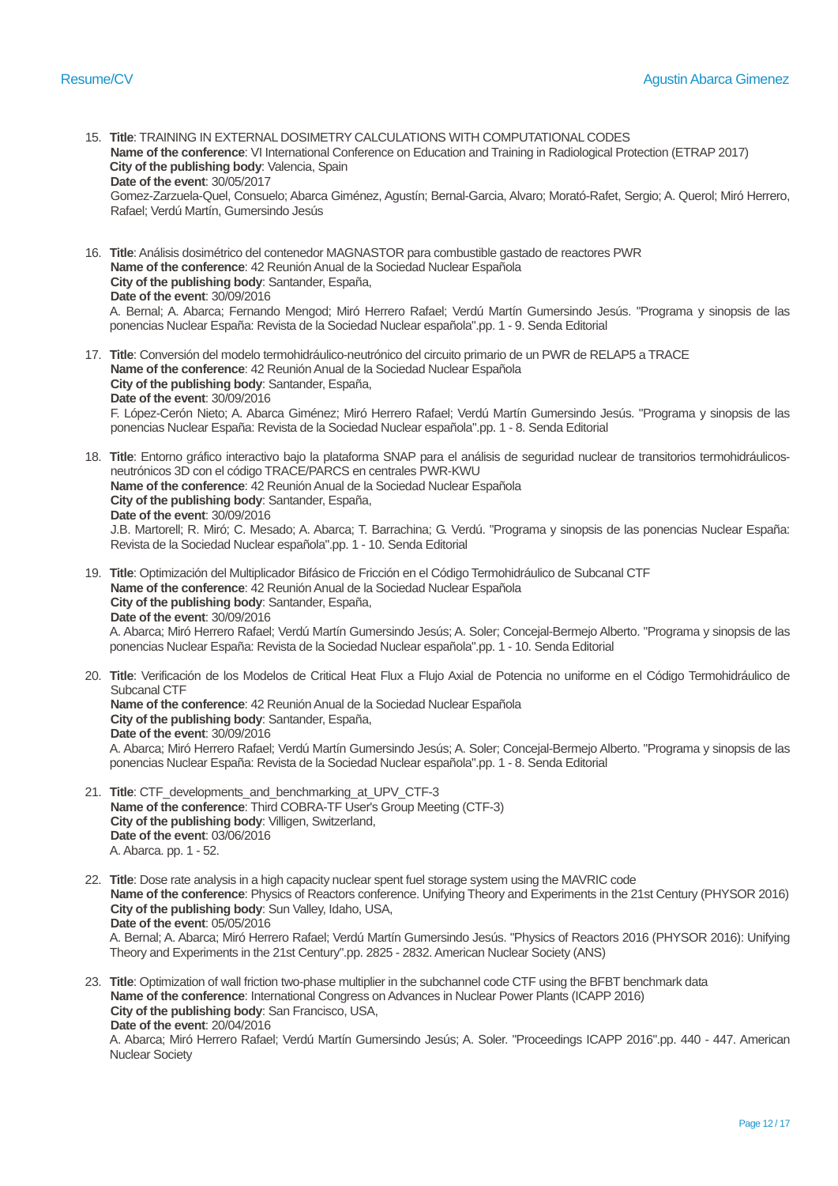15. **Title**: TRAINING IN EXTERNAL DOSIMETRY CALCULATIONS WITH COMPUTATIONAL CODES
    **Name of the conference**: VI International Conference on Education and Training in Radiological Protection (ETRAP 2017)
    **City of the publishing body**: Valencia, Spain
    **Date of the event**: 30/05/2017
    Gomez-Zarzuela-Quel, Consuelo; Abarca Giménez, Agustín; Bernal-Garcia, Alvaro; Morató-Rafet, Sergio; A. Querol; Miró Herrero, Rafael; Verdú Martín, Gumersindo Jesús

16. **Title**: Análisis dosimétrico del contenedor MAGNASTOR para combustible gastado de reactores PWR
    **Name of the conference**: 42 Reunión Anual de la Sociedad Nuclear Española
    **City of the publishing body**: Santander, España,
    **Date of the event**: 30/09/2016
    A. Bernal; A. Abarca; Fernando Mengod; Miró Herrero Rafael; Verdú Martín Gumersindo Jesús. "Programa y sinopsis de las ponencias Nuclear España: Revista de la Sociedad Nuclear española".pp. 1 - 9. Senda Editorial

17. **Title**: Conversión del modelo termohidráulico-neutrónico del circuito primario de un PWR de RELAP5 a TRACE
    **Name of the conference**: 42 Reunión Anual de la Sociedad Nuclear Española
    **City of the publishing body**: Santander, España,
    **Date of the event**: 30/09/2016
    F. López-Cerón Nieto; A. Abarca Giménez; Miró Herrero Rafael; Verdú Martín Gumersindo Jesús. "Programa y sinopsis de las ponencias Nuclear España: Revista de la Sociedad Nuclear española".pp. 1 - 8. Senda Editorial

18. **Title**: Entorno gráfico interactivo bajo la plataforma SNAP para el análisis de seguridad nuclear de transitorios termohidráulicos-neutrónicos 3D con el código TRACE/PARCS en centrales PWR-KWU
    **Name of the conference**: 42 Reunión Anual de la Sociedad Nuclear Española
    **City of the publishing body**: Santander, España,
    **Date of the event**: 30/09/2016
    J.B. Martorell; R. Miró; C. Mesado; A. Abarca; T. Barrachina; G. Verdú. "Programa y sinopsis de las ponencias Nuclear España: Revista de la Sociedad Nuclear española".pp. 1 - 10. Senda Editorial

19. **Title**: Optimización del Multiplicador Bifásico de Fricción en el Código Termohidráulico de Subcanal CTF
    **Name of the conference**: 42 Reunión Anual de la Sociedad Nuclear Española
    **City of the publishing body**: Santander, España,
    **Date of the event**: 30/09/2016
    A. Abarca; Miró Herrero Rafael; Verdú Martín Gumersindo Jesús; A. Soler; Concejal-Bermejo Alberto. "Programa y sinopsis de las ponencias Nuclear España: Revista de la Sociedad Nuclear española".pp. 1 - 10. Senda Editorial

20. **Title**: Verificación de los Modelos de Critical Heat Flux a Flujo Axial de Potencia no uniforme en el Código Termohidráulico de Subcanal CTF
    **Name of the conference**: 42 Reunión Anual de la Sociedad Nuclear Española
    **City of the publishing body**: Santander, España,
    **Date of the event**: 30/09/2016
    A. Abarca; Miró Herrero Rafael; Verdú Martín Gumersindo Jesús; A. Soler; Concejal-Bermejo Alberto. "Programa y sinopsis de las ponencias Nuclear España: Revista de la Sociedad Nuclear española".pp. 1 - 8. Senda Editorial

21. **Title**: CTF_developments_and_benchmarking_at_UPV_CTF-3
    **Name of the conference**: Third COBRA-TF User's Group Meeting (CTF-3)
    **City of the publishing body**: Villigen, Switzerland,
    **Date of the event**: 03/06/2016
    A. Abarca. pp. 1 - 52.

22. **Title**: Dose rate analysis in a high capacity nuclear spent fuel storage system using the MAVRIC code
    **Name of the conference**: Physics of Reactors conference. Unifying Theory and Experiments in the 21st Century (PHYSOR 2016)
    **City of the publishing body**: Sun Valley, Idaho, USA,
    **Date of the event**: 05/05/2016
    A. Bernal; A. Abarca; Miró Herrero Rafael; Verdú Martín Gumersindo Jesús. "Physics of Reactors 2016 (PHYSOR 2016): Unifying Theory and Experiments in the 21st Century".pp. 2825 - 2832. American Nuclear Society (ANS)

23. **Title**: Optimization of wall friction two-phase multiplier in the subchannel code CTF using the BFBT benchmark data
    **Name of the conference**: International Congress on Advances in Nuclear Power Plants (ICAPP 2016)
    **City of the publishing body**: San Francisco, USA,
    **Date of the event**: 20/04/2016
    A. Abarca; Miró Herrero Rafael; Verdú Martín Gumersindo Jesús; A. Soler. "Proceedings ICAPP 2016".pp. 440 - 447. American Nuclear Society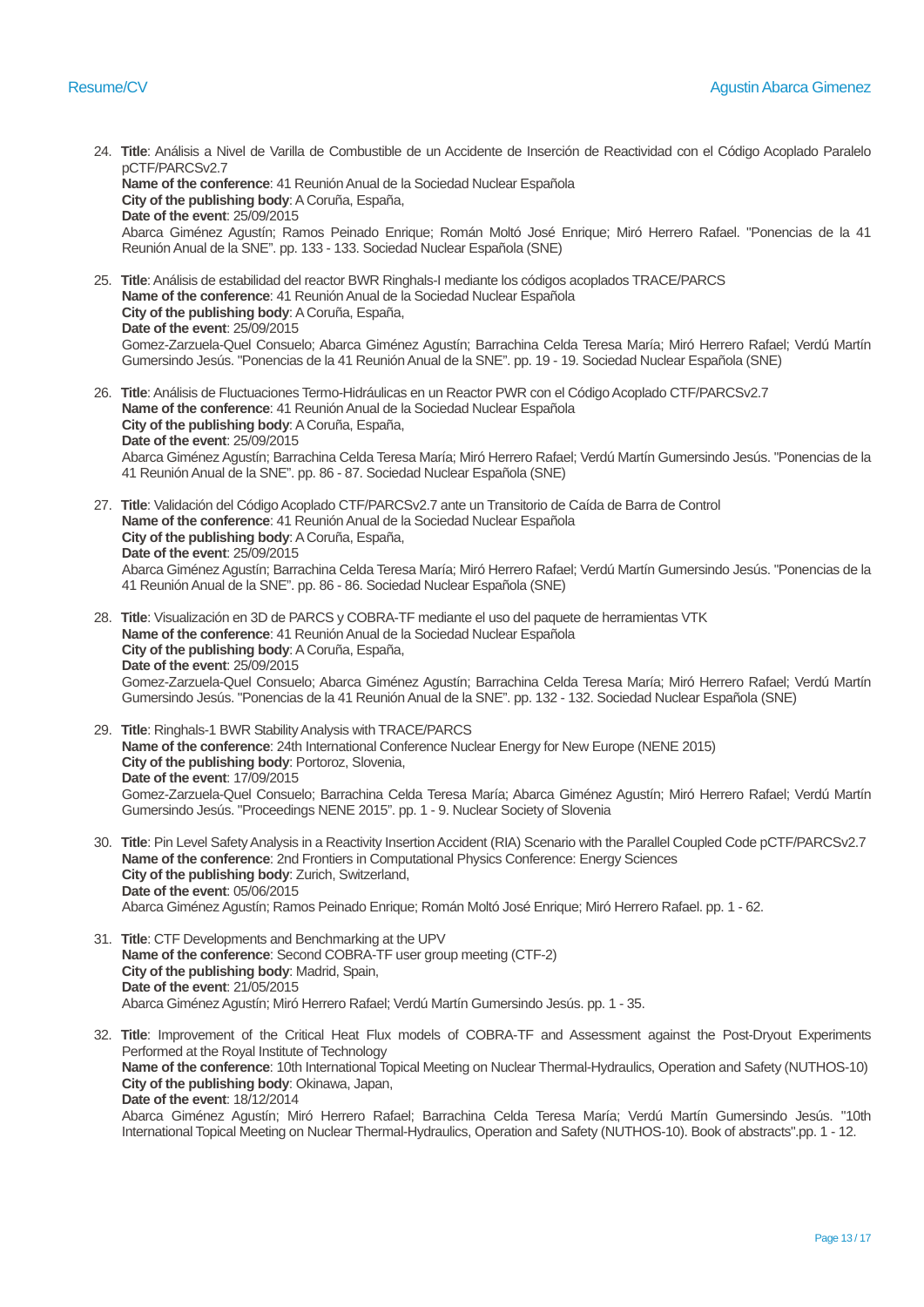24. **Title**: Análisis a Nivel de Varilla de Combustible de un Accidente de Inserción de Reactividad con el Código Acoplado Paralelo pCTF/PARCSv2.7
    **Name of the conference**: 41 Reunión Anual de la Sociedad Nuclear Española
    **City of the publishing body**: A Coruña, España,
    **Date of the event**: 25/09/2015
    Abarca Giménez Agustín; Ramos Peinado Enrique; Román Moltó José Enrique; Miró Herrero Rafael. "Ponencias de la 41 Reunión Anual de la SNE". pp. 133 - 133. Sociedad Nuclear Española (SNE)

25. **Title**: Análisis de estabilidad del reactor BWR Ringhals-I mediante los códigos acoplados TRACE/PARCS
    **Name of the conference**: 41 Reunión Anual de la Sociedad Nuclear Española
    **City of the publishing body**: A Coruña, España,
    **Date of the event**: 25/09/2015
    Gomez-Zarzuela-Quel Consuelo; Abarca Giménez Agustín; Barrachina Celda Teresa María; Miró Herrero Rafael; Verdú Martín Gumersindo Jesús. "Ponencias de la 41 Reunión Anual de la SNE". pp. 19 - 19. Sociedad Nuclear Española (SNE)

26. **Title**: Análisis de Fluctuaciones Termo-Hidráulicas en un Reactor PWR con el Código Acoplado CTF/PARCSv2.7
    **Name of the conference**: 41 Reunión Anual de la Sociedad Nuclear Española
    **City of the publishing body**: A Coruña, España,
    **Date of the event**: 25/09/2015
    Abarca Giménez Agustín; Barrachina Celda Teresa María; Miró Herrero Rafael; Verdú Martín Gumersindo Jesús. "Ponencias de la 41 Reunión Anual de la SNE". pp. 86 - 87. Sociedad Nuclear Española (SNE)

27. **Title**: Validación del Código Acoplado CTF/PARCSv2.7 ante un Transitorio de Caída de Barra de Control
    **Name of the conference**: 41 Reunión Anual de la Sociedad Nuclear Española
    **City of the publishing body**: A Coruña, España,
    **Date of the event**: 25/09/2015
    Abarca Giménez Agustín; Barrachina Celda Teresa María; Miró Herrero Rafael; Verdú Martín Gumersindo Jesús. "Ponencias de la 41 Reunión Anual de la SNE". pp. 86 - 86. Sociedad Nuclear Española (SNE)

28. **Title**: Visualización en 3D de PARCS y COBRA-TF mediante el uso del paquete de herramientas VTK
    **Name of the conference**: 41 Reunión Anual de la Sociedad Nuclear Española
    **City of the publishing body**: A Coruña, España,
    **Date of the event**: 25/09/2015
    Gomez-Zarzuela-Quel Consuelo; Abarca Giménez Agustín; Barrachina Celda Teresa María; Miró Herrero Rafael; Verdú Martín Gumersindo Jesús. "Ponencias de la 41 Reunión Anual de la SNE". pp. 132 - 132. Sociedad Nuclear Española (SNE)

29. **Title**: Ringhals-1 BWR Stability Analysis with TRACE/PARCS
    **Name of the conference**: 24th International Conference Nuclear Energy for New Europe (NENE 2015)
    **City of the publishing body**: Portoroz, Slovenia,
    **Date of the event**: 17/09/2015
    Gomez-Zarzuela-Quel Consuelo; Barrachina Celda Teresa María; Abarca Giménez Agustín; Miró Herrero Rafael; Verdú Martín Gumersindo Jesús. "Proceedings NENE 2015". pp. 1 - 9. Nuclear Society of Slovenia

30. **Title**: Pin Level Safety Analysis in a Reactivity Insertion Accident (RIA) Scenario with the Parallel Coupled Code pCTF/PARCSv2.7
    **Name of the conference**: 2nd Frontiers in Computational Physics Conference: Energy Sciences
    **City of the publishing body**: Zurich, Switzerland,
    **Date of the event**: 05/06/2015
    Abarca Giménez Agustín; Ramos Peinado Enrique; Román Moltó José Enrique; Miró Herrero Rafael. pp. 1 - 62.

31. **Title**: CTF Developments and Benchmarking at the UPV
    **Name of the conference**: Second COBRA-TF user group meeting (CTF-2)
    **City of the publishing body**: Madrid, Spain,
    **Date of the event**: 21/05/2015
    Abarca Giménez Agustín; Miró Herrero Rafael; Verdú Martín Gumersindo Jesús. pp. 1 - 35.

32. **Title**: Improvement of the Critical Heat Flux models of COBRA-TF and Assessment against the Post-Dryout Experiments Performed at the Royal Institute of Technology
    **Name of the conference**: 10th International Topical Meeting on Nuclear Thermal-Hydraulics, Operation and Safety (NUTHOS-10)
    **City of the publishing body**: Okinawa, Japan,
    **Date of the event**: 18/12/2014
    Abarca Giménez Agustín; Miró Herrero Rafael; Barrachina Celda Teresa María; Verdú Martín Gumersindo Jesús. "10th International Topical Meeting on Nuclear Thermal-Hydraulics, Operation and Safety (NUTHOS-10). Book of abstracts".pp. 1 - 12.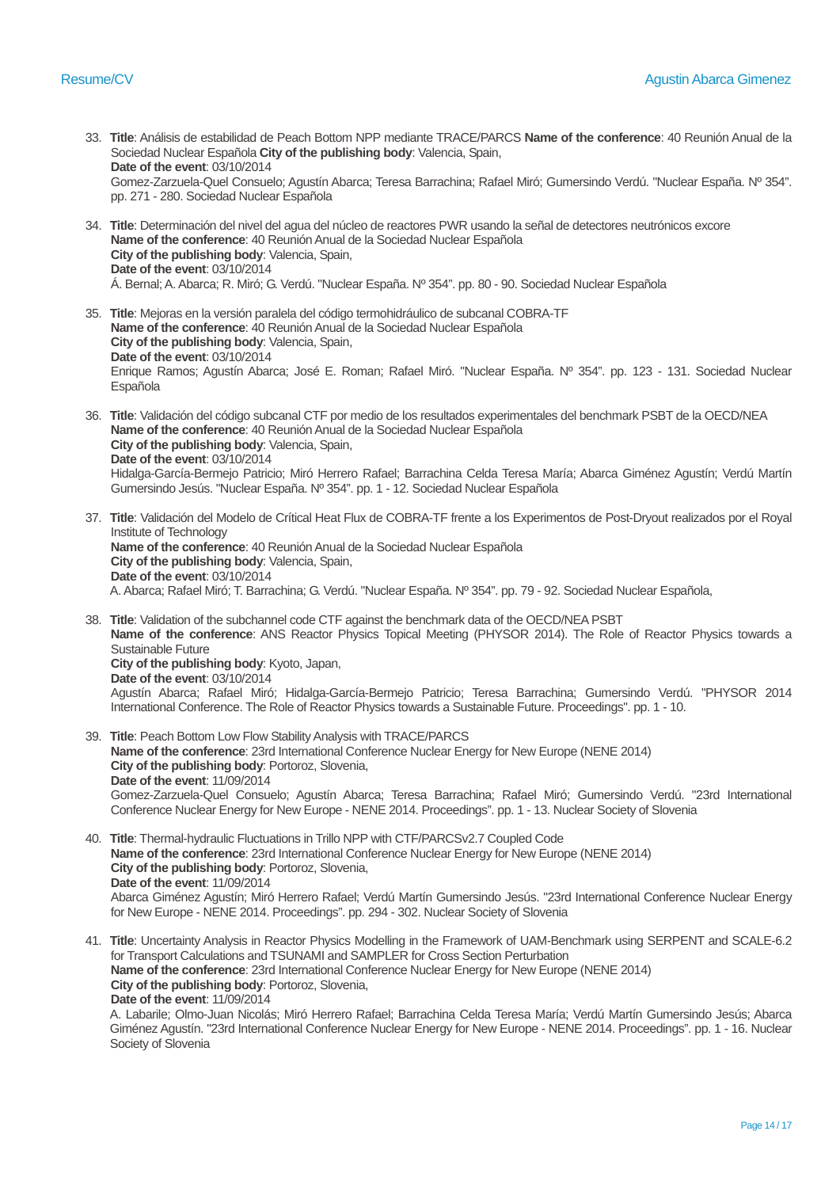33. **Title**: Análisis de estabilidad de Peach Bottom NPP mediante TRACE/PARCS **Name of the conference**: 40 Reunión Anual de la Sociedad Nuclear Española **City of the publishing body**: Valencia, Spain,
    **Date of the event**: 03/10/2014
    Gomez-Zarzuela-Quel Consuelo; Agustín Abarca; Teresa Barrachina; Rafael Miró; Gumersindo Verdú. "Nuclear España. Nº 354". pp. 271 - 280. Sociedad Nuclear Española

34. **Title**: Determinación del nivel del agua del núcleo de reactores PWR usando la señal de detectores neutrónicos excore
    **Name of the conference**: 40 Reunión Anual de la Sociedad Nuclear Española
    **City of the publishing body**: Valencia, Spain,
    **Date of the event**: 03/10/2014
    Á. Bernal; A. Abarca; R. Miró; G. Verdú. "Nuclear España. Nº 354". pp. 80 - 90. Sociedad Nuclear Española

35. **Title**: Mejoras en la versión paralela del código termohidráulico de subcanal COBRA-TF
    **Name of the conference**: 40 Reunión Anual de la Sociedad Nuclear Española
    **City of the publishing body**: Valencia, Spain,
    **Date of the event**: 03/10/2014
    Enrique Ramos; Agustín Abarca; José E. Roman; Rafael Miró. "Nuclear España. Nº 354". pp. 123 - 131. Sociedad Nuclear Española

36. **Title**: Validación del código subcanal CTF por medio de los resultados experimentales del benchmark PSBT de la OECD/NEA
    **Name of the conference**: 40 Reunión Anual de la Sociedad Nuclear Española
    **City of the publishing body**: Valencia, Spain,
    **Date of the event**: 03/10/2014
    Hidalga-García-Bermejo Patricio; Miró Herrero Rafael; Barrachina Celda Teresa María; Abarca Giménez Agustín; Verdú Martín Gumersindo Jesús. "Nuclear España. Nº 354". pp. 1 - 12. Sociedad Nuclear Española

37. **Title**: Validación del Modelo de Crítical Heat Flux de COBRA-TF frente a los Experimentos de Post-Dryout realizados por el Royal Institute of Technology
    **Name of the conference**: 40 Reunión Anual de la Sociedad Nuclear Española
    **City of the publishing body**: Valencia, Spain,
    **Date of the event**: 03/10/2014
    A. Abarca; Rafael Miró; T. Barrachina; G. Verdú. "Nuclear España. Nº 354". pp. 79 - 92. Sociedad Nuclear Española,

38. **Title**: Validation of the subchannel code CTF against the benchmark data of the OECD/NEA PSBT
    **Name of the conference**: ANS Reactor Physics Topical Meeting (PHYSOR 2014). The Role of Reactor Physics towards a Sustainable Future
    **City of the publishing body**: Kyoto, Japan,
    **Date of the event**: 03/10/2014
    Agustín Abarca; Rafael Miró; Hidalga-García-Bermejo Patricio; Teresa Barrachina; Gumersindo Verdú. "PHYSOR 2014 International Conference. The Role of Reactor Physics towards a Sustainable Future. Proceedings". pp. 1 - 10.

39. **Title**: Peach Bottom Low Flow Stability Analysis with TRACE/PARCS
    **Name of the conference**: 23rd International Conference Nuclear Energy for New Europe (NENE 2014)
    **City of the publishing body**: Portoroz, Slovenia,
    **Date of the event**: 11/09/2014
    Gomez-Zarzuela-Quel Consuelo; Agustín Abarca; Teresa Barrachina; Rafael Miró; Gumersindo Verdú. "23rd International Conference Nuclear Energy for New Europe - NENE 2014. Proceedings". pp. 1 - 13. Nuclear Society of Slovenia

40. **Title**: Thermal-hydraulic Fluctuations in Trillo NPP with CTF/PARCSv2.7 Coupled Code
    **Name of the conference**: 23rd International Conference Nuclear Energy for New Europe (NENE 2014)
    **City of the publishing body**: Portoroz, Slovenia,
    **Date of the event**: 11/09/2014
    Abarca Giménez Agustín; Miró Herrero Rafael; Verdú Martín Gumersindo Jesús. "23rd International Conference Nuclear Energy for New Europe - NENE 2014. Proceedings". pp. 294 - 302. Nuclear Society of Slovenia

41. **Title**: Uncertainty Analysis in Reactor Physics Modelling in the Framework of UAM-Benchmark using SERPENT and SCALE-6.2 for Transport Calculations and TSUNAMI and SAMPLER for Cross Section Perturbation
    **Name of the conference**: 23rd International Conference Nuclear Energy for New Europe (NENE 2014)
    **City of the publishing body**: Portoroz, Slovenia,
    **Date of the event**: 11/09/2014
    A. Labarile; Olmo-Juan Nicolás; Miró Herrero Rafael; Barrachina Celda Teresa María; Verdú Martín Gumersindo Jesús; Abarca Giménez Agustín. "23rd International Conference Nuclear Energy for New Europe - NENE 2014. Proceedings". pp. 1 - 16. Nuclear Society of Slovenia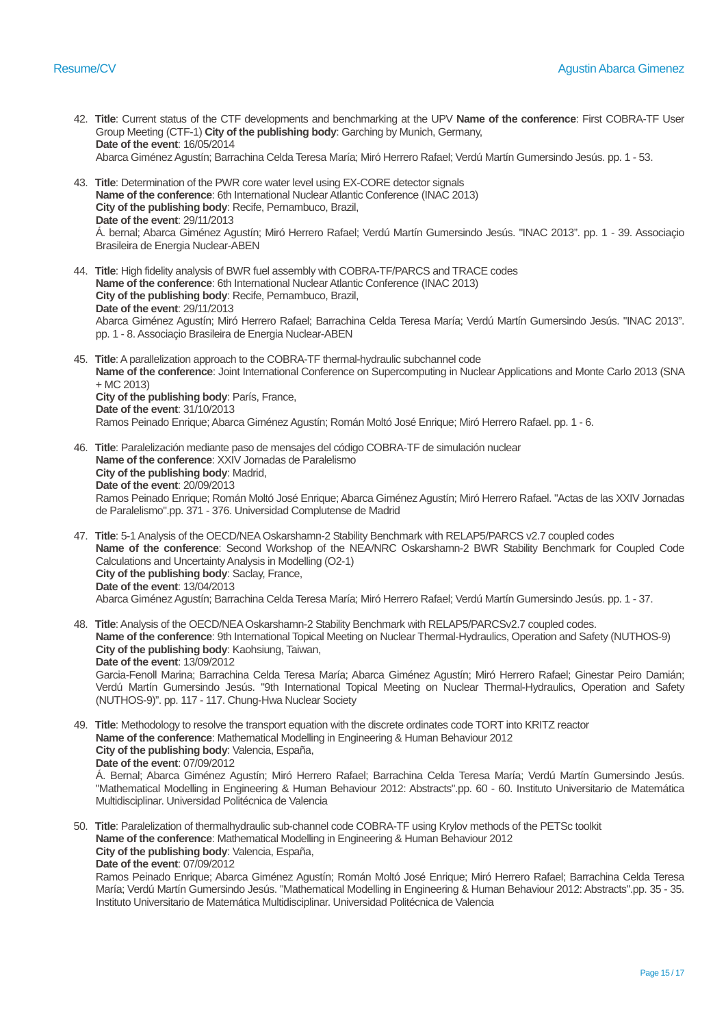42. **Title**: Current status of the CTF developments and benchmarking at the UPV **Name of the conference**: First COBRA-TF User Group Meeting (CTF-1) **City of the publishing body**: Garching by Munich, Germany,
    **Date of the event**: 16/05/2014
    Abarca Giménez Agustín; Barrachina Celda Teresa María; Miró Herrero Rafael; Verdú Martín Gumersindo Jesús. pp. 1 - 53.

43. **Title**: Determination of the PWR core water level using EX-CORE detector signals
    **Name of the conference**: 6th International Nuclear Atlantic Conference (INAC 2013)
    **City of the publishing body**: Recife, Pernambuco, Brazil,
    **Date of the event**: 29/11/2013
    Á. bernal; Abarca Giménez Agustín; Miró Herrero Rafael; Verdú Martín Gumersindo Jesús. "INAC 2013". pp. 1 - 39. Associaçio Brasileira de Energia Nuclear-ABEN

44. **Title**: High fidelity analysis of BWR fuel assembly with COBRA-TF/PARCS and TRACE codes
    **Name of the conference**: 6th International Nuclear Atlantic Conference (INAC 2013)
    **City of the publishing body**: Recife, Pernambuco, Brazil,
    **Date of the event**: 29/11/2013
    Abarca Giménez Agustín; Miró Herrero Rafael; Barrachina Celda Teresa María; Verdú Martín Gumersindo Jesús. "INAC 2013". pp. 1 - 8. Associaçio Brasileira de Energia Nuclear-ABEN

45. **Title**: A parallelization approach to the COBRA-TF thermal-hydraulic subchannel code
    **Name of the conference**: Joint International Conference on Supercomputing in Nuclear Applications and Monte Carlo 2013 (SNA + MC 2013)
    **City of the publishing body**: París, France,
    **Date of the event**: 31/10/2013
    Ramos Peinado Enrique; Abarca Giménez Agustín; Román Moltó José Enrique; Miró Herrero Rafael. pp. 1 - 6.

46. **Title**: Paralelización mediante paso de mensajes del código COBRA-TF de simulación nuclear
    **Name of the conference**: XXIV Jornadas de Paralelismo
    **City of the publishing body**: Madrid,
    **Date of the event**: 20/09/2013
    Ramos Peinado Enrique; Román Moltó José Enrique; Abarca Giménez Agustín; Miró Herrero Rafael. "Actas de las XXIV Jornadas de Paralelismo".pp. 371 - 376. Universidad Complutense de Madrid

47. **Title**: 5-1 Analysis of the OECD/NEA Oskarshamn-2 Stability Benchmark with RELAP5/PARCS v2.7 coupled codes
    **Name of the conference**: Second Workshop of the NEA/NRC Oskarshamn-2 BWR Stability Benchmark for Coupled Code Calculations and Uncertainty Analysis in Modelling (O2-1)
    **City of the publishing body**: Saclay, France,
    **Date of the event**: 13/04/2013
    Abarca Giménez Agustín; Barrachina Celda Teresa María; Miró Herrero Rafael; Verdú Martín Gumersindo Jesús. pp. 1 - 37.

48. **Title**: Analysis of the OECD/NEA Oskarshamn-2 Stability Benchmark with RELAP5/PARCSv2.7 coupled codes.
    **Name of the conference**: 9th International Topical Meeting on Nuclear Thermal-Hydraulics, Operation and Safety (NUTHOS-9)
    **City of the publishing body**: Kaohsiung, Taiwan,
    **Date of the event**: 13/09/2012
    Garcia-Fenoll Marina; Barrachina Celda Teresa María; Abarca Giménez Agustín; Miró Herrero Rafael; Ginestar Peiro Damián; Verdú Martín Gumersindo Jesús. "9th International Topical Meeting on Nuclear Thermal-Hydraulics, Operation and Safety (NUTHOS-9)". pp. 117 - 117. Chung-Hwa Nuclear Society

49. **Title**: Methodology to resolve the transport equation with the discrete ordinates code TORT into KRITZ reactor
    **Name of the conference**: Mathematical Modelling in Engineering & Human Behaviour 2012
    **City of the publishing body**: Valencia, España,
    **Date of the event**: 07/09/2012
    Á. Bernal; Abarca Giménez Agustín; Miró Herrero Rafael; Barrachina Celda Teresa María; Verdú Martín Gumersindo Jesús. "Mathematical Modelling in Engineering & Human Behaviour 2012: Abstracts".pp. 60 - 60. Instituto Universitario de Matemática Multidisciplinar. Universidad Politécnica de Valencia

50. **Title**: Paralelization of thermalhydraulic sub-channel code COBRA-TF using Krylov methods of the PETSc toolkit
    **Name of the conference**: Mathematical Modelling in Engineering & Human Behaviour 2012
    **City of the publishing body**: Valencia, España,
    **Date of the event**: 07/09/2012
    Ramos Peinado Enrique; Abarca Giménez Agustín; Román Moltó José Enrique; Miró Herrero Rafael; Barrachina Celda Teresa María; Verdú Martín Gumersindo Jesús. "Mathematical Modelling in Engineering & Human Behaviour 2012: Abstracts".pp. 35 - 35. Instituto Universitario de Matemática Multidisciplinar. Universidad Politécnica de Valencia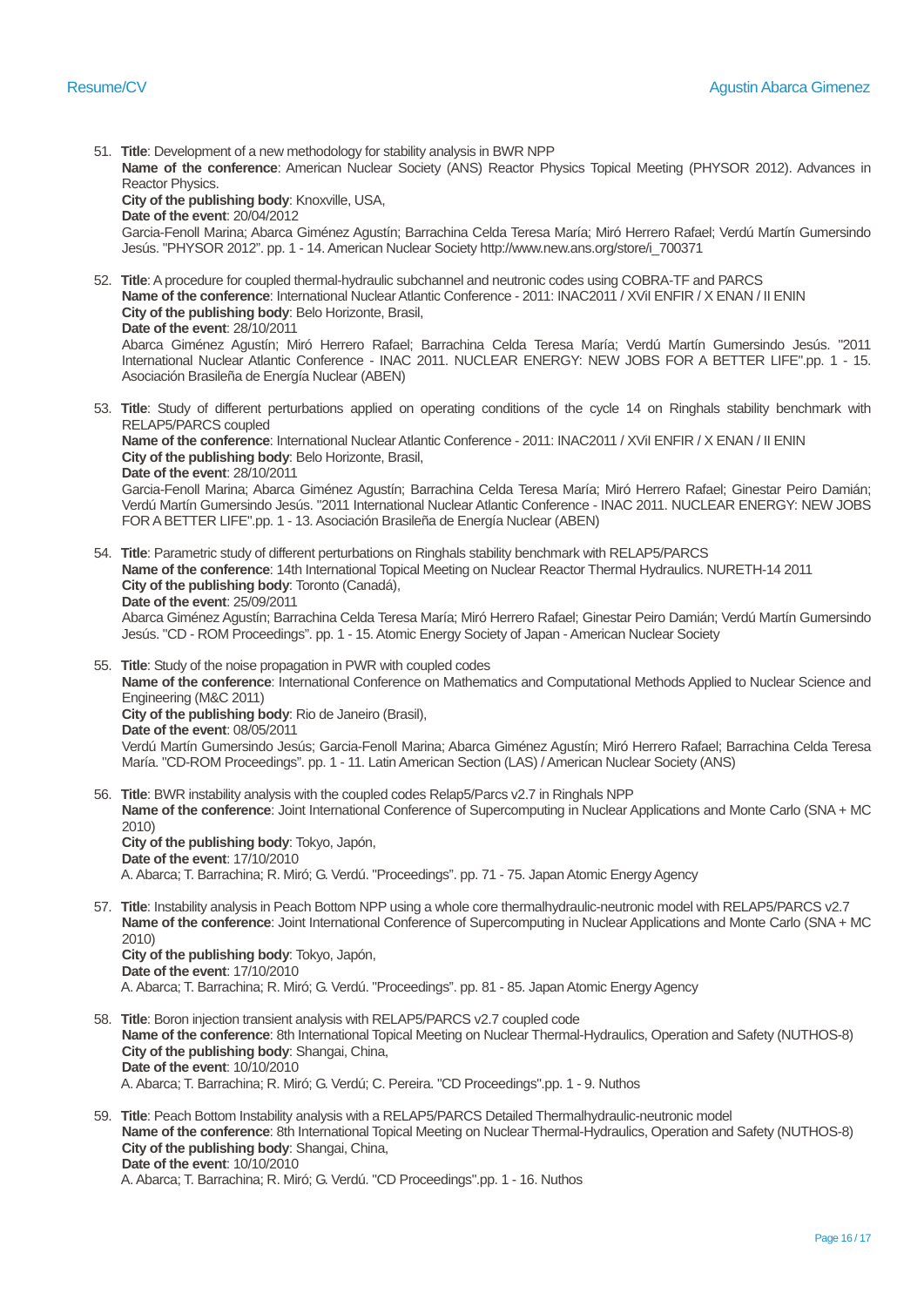51. **Title**: Development of a new methodology for stability analysis in BWR NPP
    **Name of the conference**: American Nuclear Society (ANS) Reactor Physics Topical Meeting (PHYSOR 2012). Advances in Reactor Physics.
    **City of the publishing body**: Knoxville, USA,
    **Date of the event**: 20/04/2012
    Garcia-Fenoll Marina; Abarca Giménez Agustín; Barrachina Celda Teresa María; Miró Herrero Rafael; Verdú Martín Gumersindo Jesús. "PHYSOR 2012". pp. 1 - 14. American Nuclear Society http://www.new.ans.org/store/i_700371

52. **Title**: A procedure for coupled thermal-hydraulic subchannel and neutronic codes using COBRA-TF and PARCS
    **Name of the conference**: International Nuclear Atlantic Conference - 2011: INAC2011 / XVil ENFIR / X ENAN / II ENIN
    **City of the publishing body**: Belo Horizonte, Brasil,
    **Date of the event**: 28/10/2011
    Abarca Giménez Agustín; Miró Herrero Rafael; Barrachina Celda Teresa María; Verdú Martín Gumersindo Jesús. "2011 International Nuclear Atlantic Conference - INAC 2011. NUCLEAR ENERGY: NEW JOBS FOR A BETTER LIFE".pp. 1 - 15. Asociación Brasileña de Energía Nuclear (ABEN)

53. **Title**: Study of different perturbations applied on operating conditions of the cycle 14 on Ringhals stability benchmark with RELAP5/PARCS coupled
    **Name of the conference**: International Nuclear Atlantic Conference - 2011: INAC2011 / XVil ENFIR / X ENAN / II ENIN
    **City of the publishing body**: Belo Horizonte, Brasil,
    **Date of the event**: 28/10/2011
    Garcia-Fenoll Marina; Abarca Giménez Agustín; Barrachina Celda Teresa María; Miró Herrero Rafael; Ginestar Peiro Damián; Verdú Martín Gumersindo Jesús. "2011 International Nuclear Atlantic Conference - INAC 2011. NUCLEAR ENERGY: NEW JOBS FOR A BETTER LIFE".pp. 1 - 13. Asociación Brasileña de Energía Nuclear (ABEN)

54. **Title**: Parametric study of different perturbations on Ringhals stability benchmark with RELAP5/PARCS
    **Name of the conference**: 14th International Topical Meeting on Nuclear Reactor Thermal Hydraulics. NURETH-14 2011
    **City of the publishing body**: Toronto (Canadá),
    **Date of the event**: 25/09/2011
    Abarca Giménez Agustín; Barrachina Celda Teresa María; Miró Herrero Rafael; Ginestar Peiro Damián; Verdú Martín Gumersindo Jesús. "CD - ROM Proceedings". pp. 1 - 15. Atomic Energy Society of Japan - American Nuclear Society

55. **Title**: Study of the noise propagation in PWR with coupled codes
    **Name of the conference**: International Conference on Mathematics and Computational Methods Applied to Nuclear Science and Engineering (M&C 2011)
    **City of the publishing body**: Rio de Janeiro (Brasil),
    **Date of the event**: 08/05/2011
    Verdú Martín Gumersindo Jesús; Garcia-Fenoll Marina; Abarca Giménez Agustín; Miró Herrero Rafael; Barrachina Celda Teresa María. "CD-ROM Proceedings". pp. 1 - 11. Latin American Section (LAS) / American Nuclear Society (ANS)

56. **Title**: BWR instability analysis with the coupled codes Relap5/Parcs v2.7 in Ringhals NPP
    **Name of the conference**: Joint International Conference of Supercomputing in Nuclear Applications and Monte Carlo (SNA + MC 2010)
    **City of the publishing body**: Tokyo, Japón,
    **Date of the event**: 17/10/2010
    A. Abarca; T. Barrachina; R. Miró; G. Verdú. "Proceedings". pp. 71 - 75. Japan Atomic Energy Agency

57. **Title**: Instability analysis in Peach Bottom NPP using a whole core thermalhydraulic-neutronic model with RELAP5/PARCS v2.7
    **Name of the conference**: Joint International Conference of Supercomputing in Nuclear Applications and Monte Carlo (SNA + MC 2010)
    **City of the publishing body**: Tokyo, Japón,
    **Date of the event**: 17/10/2010
    A. Abarca; T. Barrachina; R. Miró; G. Verdú. "Proceedings". pp. 81 - 85. Japan Atomic Energy Agency

58. **Title**: Boron injection transient analysis with RELAP5/PARCS v2.7 coupled code
    **Name of the conference**: 8th International Topical Meeting on Nuclear Thermal-Hydraulics, Operation and Safety (NUTHOS-8)
    **City of the publishing body**: Shangai, China,
    **Date of the event**: 10/10/2010
    A. Abarca; T. Barrachina; R. Miró; G. Verdú; C. Pereira. "CD Proceedings".pp. 1 - 9. Nuthos

59. **Title**: Peach Bottom Instability analysis with a RELAP5/PARCS Detailed Thermalhydraulic-neutronic model
    **Name of the conference**: 8th International Topical Meeting on Nuclear Thermal-Hydraulics, Operation and Safety (NUTHOS-8)
    **City of the publishing body**: Shangai, China,
    **Date of the event**: 10/10/2010
    A. Abarca; T. Barrachina; R. Miró; G. Verdú. "CD Proceedings".pp. 1 - 16. Nuthos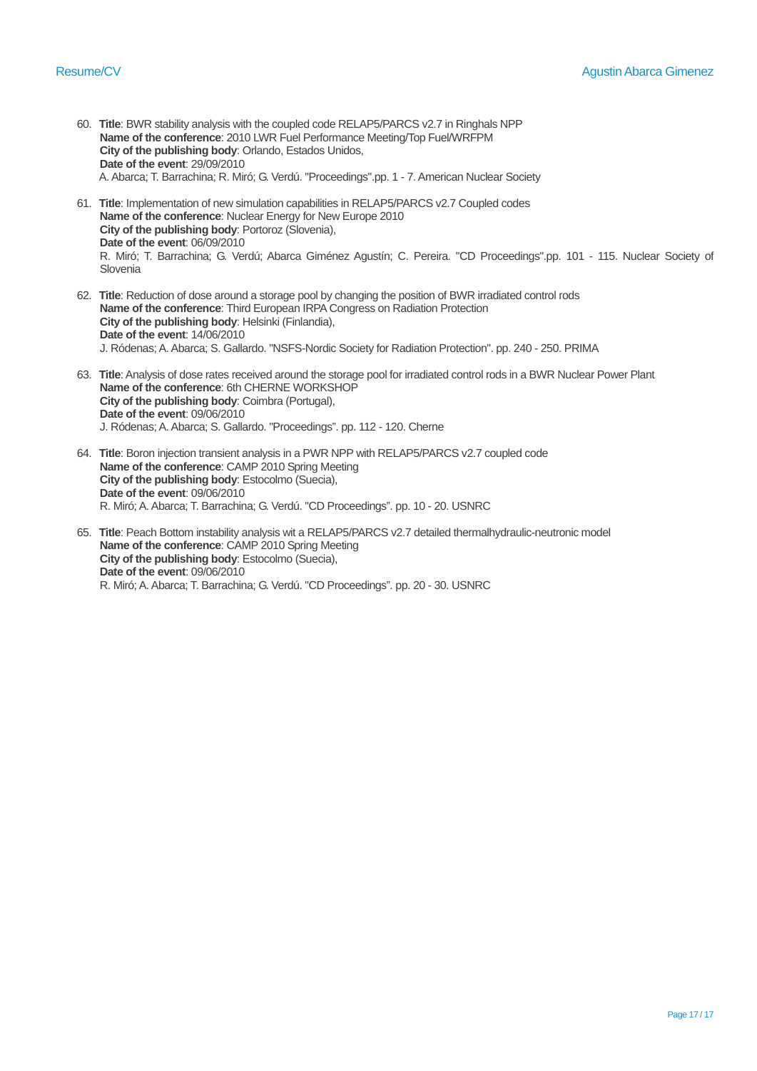60. **Title**: BWR stability analysis with the coupled code RELAP5/PARCS v2.7 in Ringhals NPP
 **Name of the conference**: 2010 LWR Fuel Performance Meeting/Top Fuel/WRFPM
 **City of the publishing body**: Orlando, Estados Unidos,
 **Date of the event**: 29/09/2010
 A. Abarca; T. Barrachina; R. Miró; G. Verdú. "Proceedings".pp. 1 - 7. American Nuclear Society

61. **Title**: Implementation of new simulation capabilities in RELAP5/PARCS v2.7 Coupled codes
 **Name of the conference**: Nuclear Energy for New Europe 2010
 **City of the publishing body**: Portoroz (Slovenia),
 **Date of the event**: 06/09/2010
 R. Miró; T. Barrachina; G. Verdú; Abarca Giménez Agustín; C. Pereira. "CD Proceedings".pp. 101 - 115. Nuclear Society of Slovenia

62. **Title**: Reduction of dose around a storage pool by changing the position of BWR irradiated control rods
 **Name of the conference**: Third European IRPA Congress on Radiation Protection
 **City of the publishing body**: Helsinki (Finlandia),
 **Date of the event**: 14/06/2010
 J. Ródenas; A. Abarca; S. Gallardo. "NSFS-Nordic Society for Radiation Protection". pp. 240 - 250. PRIMA

63. **Title**: Analysis of dose rates received around the storage pool for irradiated control rods in a BWR Nuclear Power Plant
 **Name of the conference**: 6th CHERNE WORKSHOP
 **City of the publishing body**: Coimbra (Portugal),
 **Date of the event**: 09/06/2010
 J. Ródenas; A. Abarca; S. Gallardo. "Proceedings". pp. 112 - 120. Cherne

64. **Title**: Boron injection transient analysis in a PWR NPP with RELAP5/PARCS v2.7 coupled code
 **Name of the conference**: CAMP 2010 Spring Meeting
 **City of the publishing body**: Estocolmo (Suecia),
 **Date of the event**: 09/06/2010
 R. Miró; A. Abarca; T. Barrachina; G. Verdú. "CD Proceedings". pp. 10 - 20. USNRC

65. **Title**: Peach Bottom instability analysis wit a RELAP5/PARCS v2.7 detailed thermalhydraulic-neutronic model
 **Name of the conference**: CAMP 2010 Spring Meeting
 **City of the publishing body**: Estocolmo (Suecia),
 **Date of the event**: 09/06/2010
 R. Miró; A. Abarca; T. Barrachina; G. Verdú. "CD Proceedings". pp. 20 - 30. USNRC